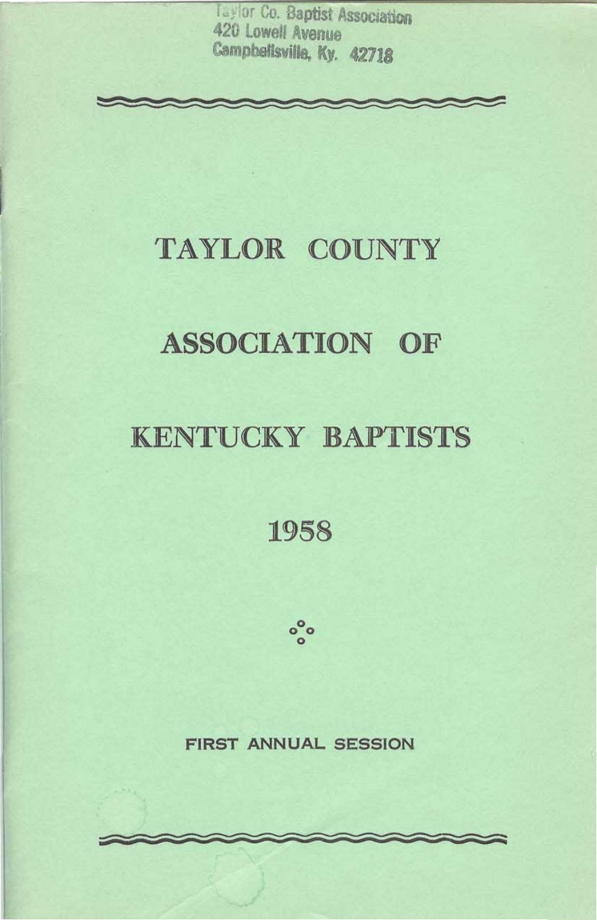Taylor Co. Baptist Association
420 Lowell Avenue
Campbellsville, Ky. 42718

# TAYLOR COUNTY

# ASSOCIATION OF

# KENTUCKY BAPTISTS

# 1958

FIRST ANNUAL SESSION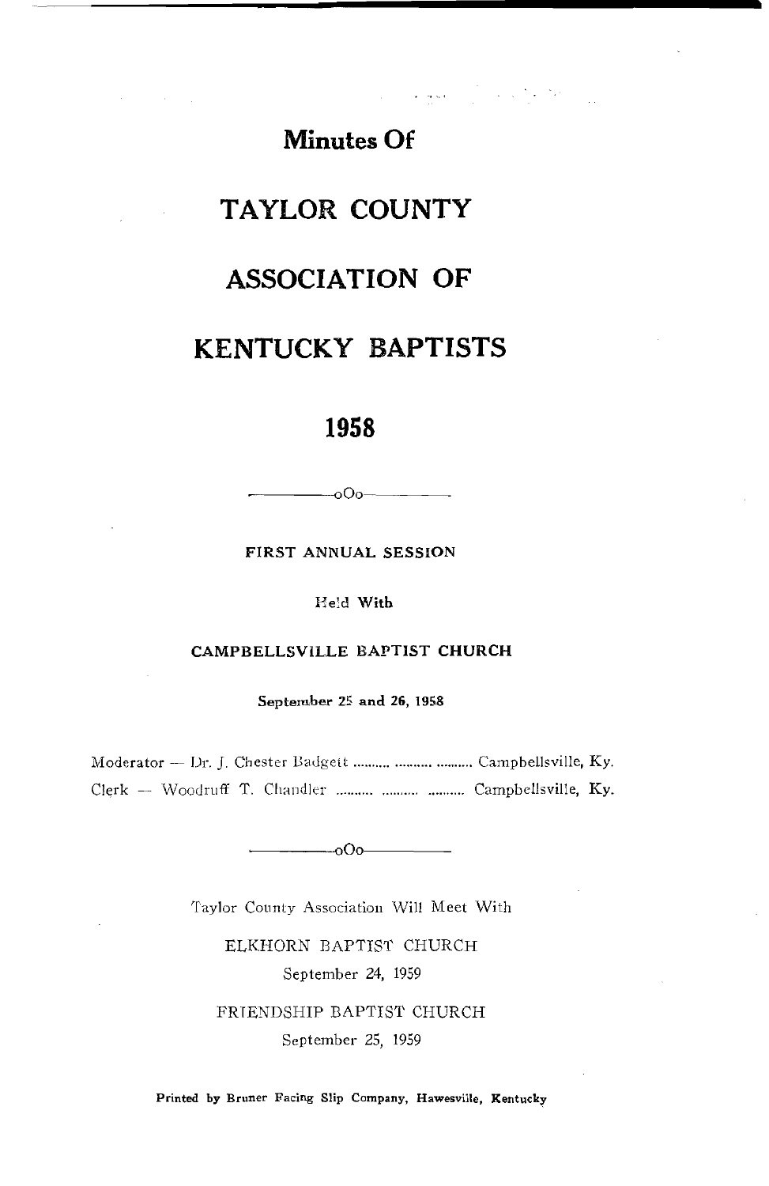# Minutes Of

# TAYLOR COUNTY

# ASSOCIATION OF

# KENTUCKY BAPTISTS

# 1958

---oOo---

**FIRST ANNUAL SESSION**

Held With

**CAMPBELLSVILLE BAPTIST CHURCH**

**September 25 and 26, 1958**

Moderator — Dr. J. Chester Badgett .......... .......... .......... Campbellsville, Ky.

Clerk — Woodruff T. Chandler .......... .......... .......... Campbellsville, Ky.

---oOo---

Taylor County Association Will Meet With

ELKHORN BAPTIST CHURCH

September 24, 1959

FRIENDSHIP BAPTIST CHURCH

September 25, 1959

**Printed by Bruner Facing Slip Company, Hawesville, Kentucky**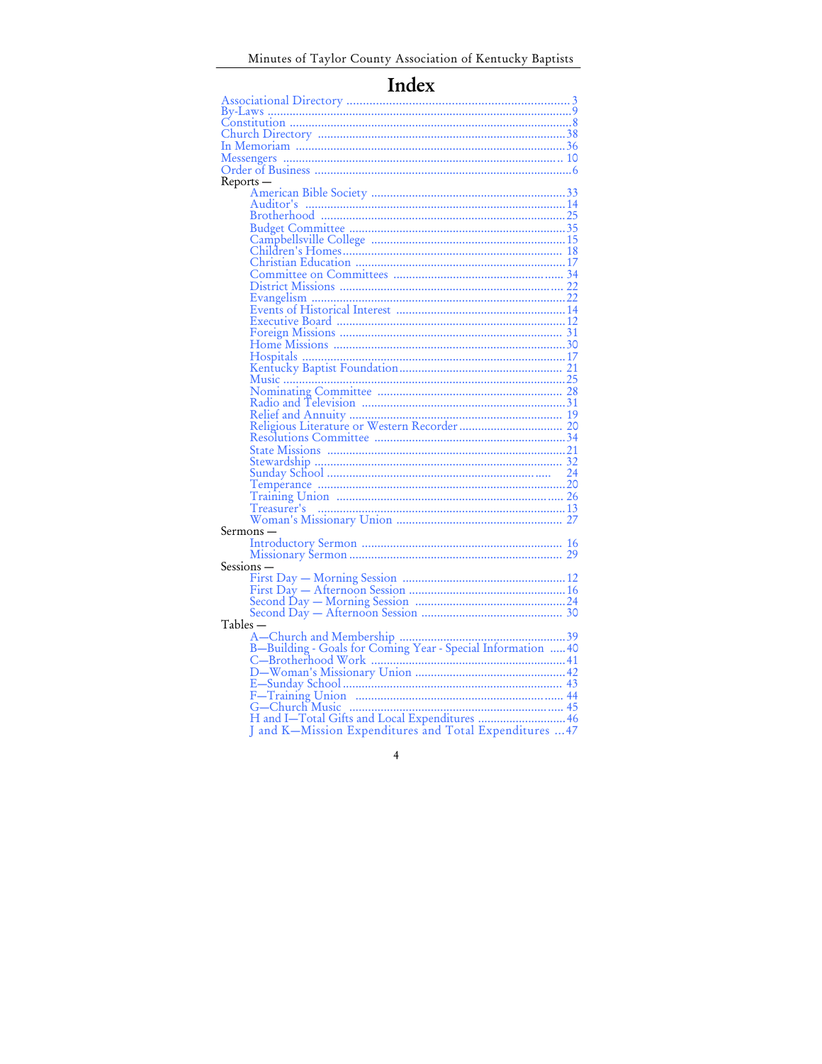# Index

- Associational Directory ........ 3
- By-Laws ........ 9
- Constitution ........ 8
- Church Directory ........ 38
- In Memoriam ........ 36
- Messengers ........ 10
- Order of Business ........ 6
- Reports —
  - American Bible Society ........ 33
  - Auditor's ........ 14
  - Brotherhood ........ 25
  - Budget Committee ........ 35
  - Campbellsville College ........ 15
  - Children's Homes ........ 18
  - Christian Education ........ 17
  - Committee on Committees ........ 34
  - District Missions ........ 22
  - Evangelism ........ 22
  - Events of Historical Interest ........ 14
  - Executive Board ........ 12
  - Foreign Missions ........ 31
  - Home Missions ........ 30
  - Hospitals ........ 17
  - Kentucky Baptist Foundation ........ 21
  - Music ........ 25
  - Nominating Committee ........ 28
  - Radio and Television ........ 31
  - Relief and Annuity ........ 19
  - Religious Literature or Western Recorder ........ 20
  - Resolutions Committee ........ 34
  - State Missions ........ 21
  - Stewardship ........ 32
  - Sunday School ........ 24
  - Temperance ........ 20
  - Training Union ........ 26
  - Treasurer's ........ 13
  - Woman's Missionary Union ........ 27
- Sermons —
  - Introductory Sermon ........ 16
  - Missionary Sermon ........ 29
- Sessions —
  - First Day — Morning Session ........ 12
  - First Day — Afternoon Session ........ 16
  - Second Day — Morning Session ........ 24
  - Second Day — Afternoon Session ........ 30
- Tables —
  - A—Church and Membership ........ 39
  - B—Building - Goals for Coming Year - Special Information ........ 40
  - C—Brotherhood Work ........ 41
  - D—Woman's Missionary Union ........ 42
  - E—Sunday School ........ 43
  - F—Training Union ........ 44
  - G—Church Music ........ 45
  - H and I—Total Gifts and Local Expenditures ........ 46
  - J and K—Mission Expenditures and Total Expenditures ........ 47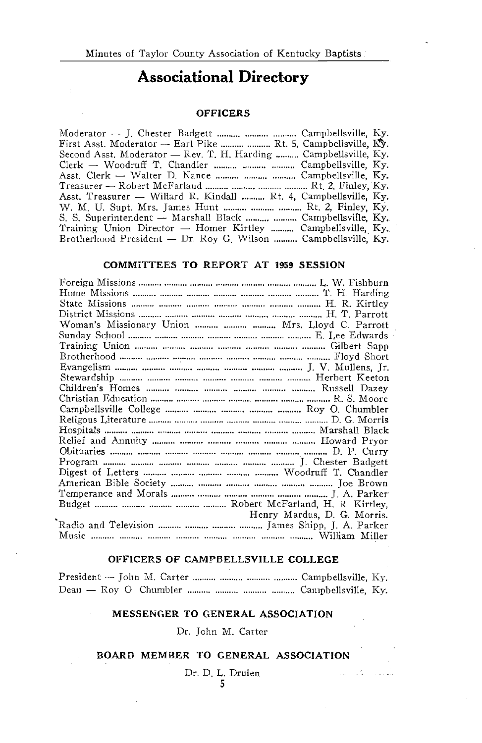# Associational Directory

## OFFICERS

Moderator — J. Chester Badgett .......... .......... .......... Campbellsville, Ky.
First Asst. Moderator — Earl Pike .......... .......... Rt. 5, Campbellsville, Ky.
Second Asst. Moderator — Rev. T. H. Harding .......... Campbellsville, Ky.
Clerk — Woodruff T. Chandler .......... .......... .......... Campbellsville, Ky.
Asst. Clerk — Walter D. Nance .......... .......... .......... Campbellsville, Ky.
Treasurer — Robert McFarland .......... .......... .......... .......... Rt. 2, Finley, Ky.
Asst. Treasurer — Willard R. Kindall .......... Rt. 4, Campbellsville, Ky.
W. M. U. Supt. Mrs. James Hunt .......... .......... .......... Rt. 2, Finley, Ky.
S. S. Superintendent — Marshall Black .......... .......... Campbellsville, Ky.
Training Union Director — Homer Kirtley .......... Campbellsville, Ky.
Brotherhood President — Dr. Roy G. Wilson .......... Campbellsville, Ky.

## COMMITTEES TO REPORT AT 1959 SESSION

Foreign Missions .......... L. W. Fishburn
Home Missions .......... T. H. Harding
State Missions .......... H. R. Kirtley
District Missions .......... H. T. Parrott
Woman's Missionary Union .......... Mrs. Lloyd C. Parrott
Sunday School .......... E. Lee Edwards
Training Union .......... Gilbert Sapp
Brotherhood .......... Floyd Short
Evangelism .......... J. V. Mullens, Jr.
Stewardship .......... Herbert Keeton
Children's Homes .......... Russell Dazey
Christian Education .......... R. S. Moore
Campbellsville College .......... Roy O. Chumbler
Religous Literature .......... D. G. Morris
Hospitals .......... Marshall Black
Relief and Annuity .......... Howard Pryor
Obituaries .......... D. P. Curry
Program .......... J. Chester Badgett
Digest of Letters .......... Woodruff T. Chandler
American Bible Society .......... Joe Brown
Temperance and Morals .......... J. A. Parker
Budget .......... Robert McFarland, H. R. Kirtley, Henry Mardus, D. G. Morris.
Radio and Television .......... James Shipp, J. A. Parker
Music .......... William Miller

## OFFICERS OF CAMPBELLSVILLE COLLEGE

President — John M. Carter .......... .......... .......... .......... Campbellsville, Ky.
Dean — Roy O. Chumbler .......... .......... .......... .......... Campbellsville, Ky.

## MESSENGER TO GENERAL ASSOCIATION

Dr. John M. Carter

## BOARD MEMBER TO GENERAL ASSOCIATION

Dr. D. L. Druien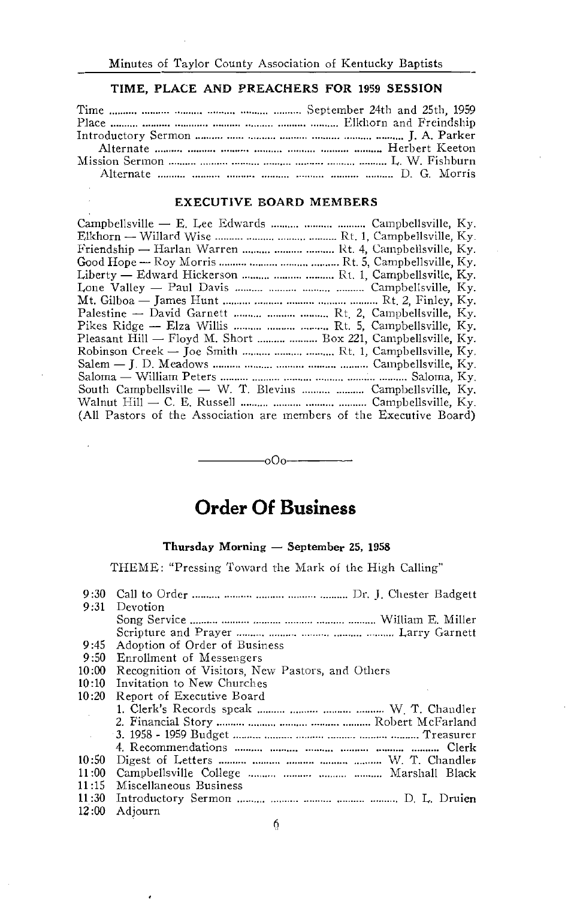## TIME, PLACE AND PREACHERS FOR 1959 SESSION

| | |
|---|---|
| Time | September 24th and 25th, 1959 |
| Place | Elkhorn and Freindship |
| Introductory Sermon | J. A. Parker |
| Alternate | Herbert Keeton |
| Mission Sermon | L. W. Fishburn |
| Alternate | D. G. Morris |

## EXECUTIVE BOARD MEMBERS

| | |
|---|---|
| Campbellsville — E. Lee Edwards | Campbellsville, Ky. |
| Elkhorn — Willard Wise | Rt. 1, Campbellsville, Ky. |
| Friendship — Harlan Warren | Rt. 4, Campbellsville, Ky. |
| Good Hope — Roy Morris | Rt. 5, Campbellsville, Ky. |
| Liberty — Edward Hickerson | Rt. 1, Campbellsville, Ky. |
| Lone Valley — Paul Davis | Campbellsville, Ky. |
| Mt. Gilboa — James Hunt | Rt. 2, Finley, Ky. |
| Palestine — David Garnett | Rt. 2, Campbellsville, Ky. |
| Pikes Ridge — Elza Willis | Rt. 5, Campbellsville, Ky. |
| Pleasant Hill — Floyd M. Short | Box 221, Campbellsville, Ky. |
| Robinson Creek — Joe Smith | Rt. 1, Campbellsville, Ky. |
| Salem — J. D. Meadows | Campbellsville, Ky. |
| Saloma — William Peters | Saloma, Ky. |
| South Campbellsville — W. T. Blevins | Campbellsville, Ky. |
| Walnut Hill — C. E. Russell | Campbellsville, Ky. |

(All Pastors of the Association are members of the Executive Board)

—————oOo—————

# Order Of Business

### Thursday Morning — September 25, 1958

THEME: "Pressing Toward the Mark of the High Calling"

| | | |
|---|---|---|
| 9:30 | Call to Order | Dr. J. Chester Badgett |
| 9:31 | Devotion | |
| | Song Service | William E. Miller |
| | Scripture and Prayer | Larry Garnett |
| 9:45 | Adoption of Order of Business | |
| 9:50 | Enrollment of Messengers | |
| 10:00 | Recognition of Visitors, New Pastors, and Others | |
| 10:10 | Invitation to New Churches | |
| 10:20 | Report of Executive Board | |
| | 1. Clerk's Records speak | W. T. Chandler |
| | 2. Financial Story | Robert McFarland |
| | 3. 1958 - 1959 Budget | Treasurer |
| | 4. Recommendations | Clerk |
| 10:50 | Digest of Letters | W. T. Chandler |
| 11:00 | Campbellsville College | Marshall Black |
| 11:15 | Miscellaneous Business | |
| 11:30 | Introductory Sermon | D. L. Druien |
| 12:00 | Adjourn | |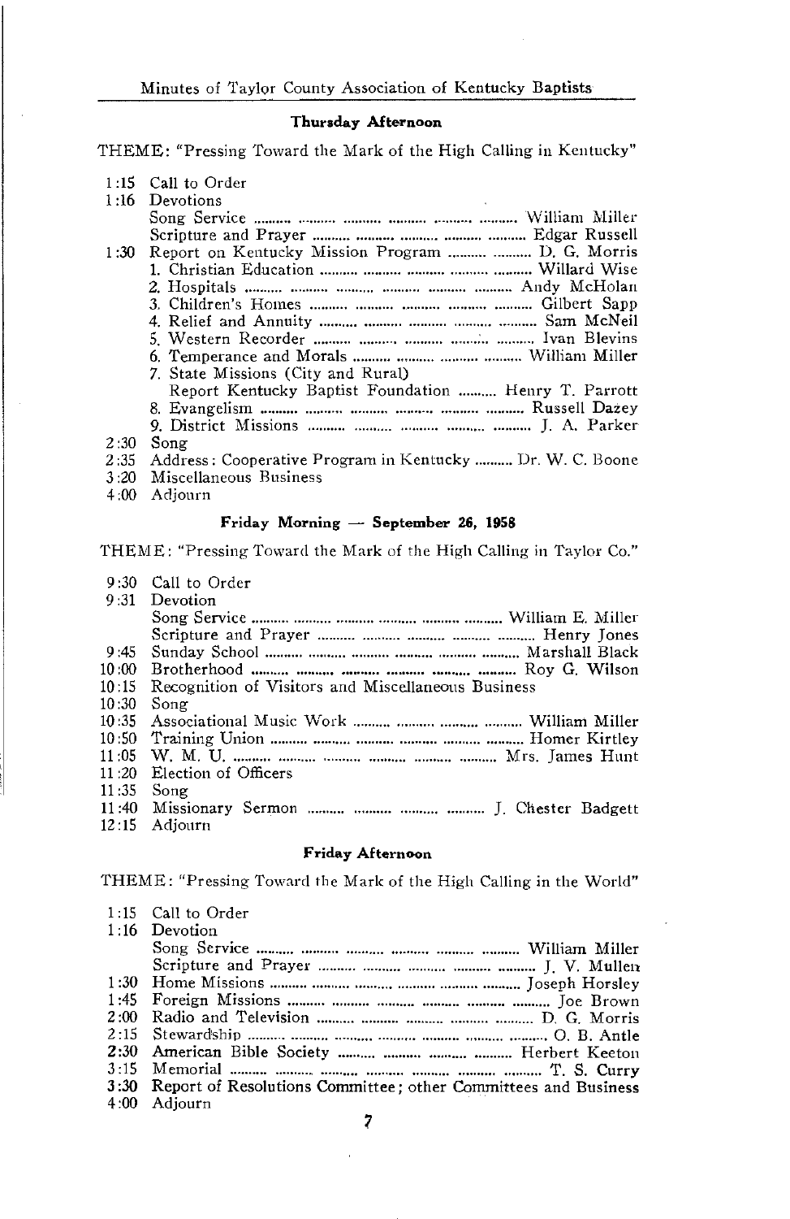### Thursday Afternoon

THEME: "Pressing Toward the Mark of the High Calling in Kentucky"

- 1:15 Call to Order
- 1:16 Devotions
  - Song Service .......... William Miller
  - Scripture and Prayer .......... Edgar Russell
- 1:30 Report on Kentucky Mission Program .......... D. G. Morris
  1. Christian Education .......... Willard Wise
  2. Hospitals .......... Andy McHolan
  3. Children's Homes .......... Gilbert Sapp
  4. Relief and Annuity .......... Sam McNeil
  5. Western Recorder .......... Ivan Blevins
  6. Temperance and Morals .......... William Miller
  7. State Missions (City and Rural)
     Report Kentucky Baptist Foundation .......... Henry T. Parrott
  8. Evangelism .......... Russell Dazey
  9. District Missions .......... J. A. Parker
- 2:30 Song
- 2:35 Address: Cooperative Program in Kentucky .......... Dr. W. C. Boone
- 3:20 Miscellaneous Business
- 4:00 Adjourn

### Friday Morning — September 26, 1958

THEME: "Pressing Toward the Mark of the High Calling in Taylor Co."

- 9:30 Call to Order
- 9:31 Devotion
  - Song Service .......... William E. Miller
  - Scripture and Prayer .......... Henry Jones
- 9:45 Sunday School .......... Marshall Black
- 10:00 Brotherhood .......... Roy G. Wilson
- 10:15 Recognition of Visitors and Miscellaneous Business
- 10:30 Song
- 10:35 Associational Music Work .......... William Miller
- 10:50 Training Union .......... Homer Kirtley
- 11:05 W. M. U. .......... Mrs. James Hunt
- 11:20 Election of Officers
- 11:35 Song
- 11:40 Missionary Sermon .......... J. Chester Badgett
- 12:15 Adjourn

### Friday Afternoon

THEME: "Pressing Toward the Mark of the High Calling in the World"

- 1:15 Call to Order
- 1:16 Devotion
  - Song Service .......... William Miller
  - Scripture and Prayer .......... J. V. Mullen
- 1:30 Home Missions .......... Joseph Horsley
- 1:45 Foreign Missions .......... Joe Brown
- 2:00 Radio and Television .......... D. G. Morris
- 2:15 Stewardship .......... O. B. Antle
- 2:30 American Bible Society .......... Herbert Keeton
- 3:15 Memorial .......... T. S. Curry
- 3:30 Report of Resolutions Committee; other Committees and Business
- 4:00 Adjourn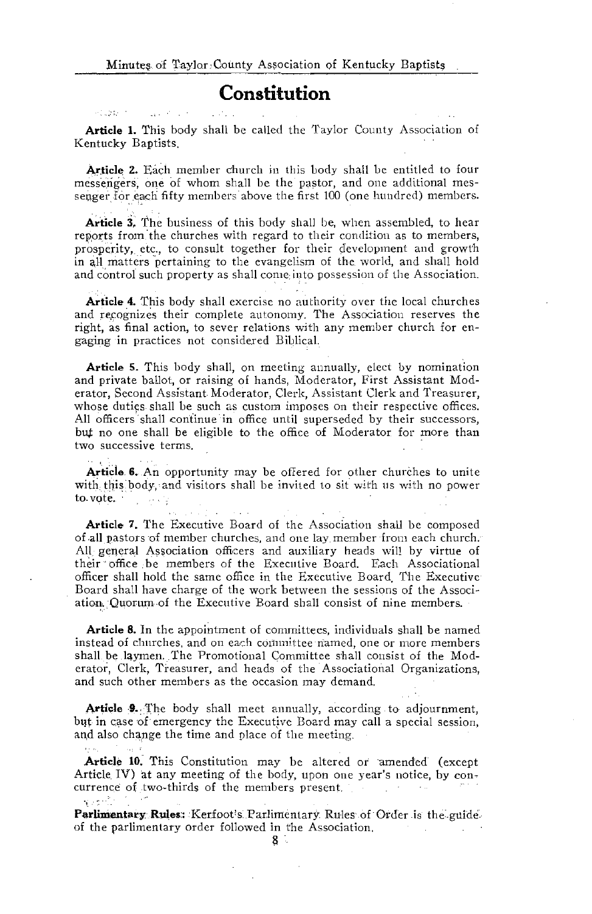# Constitution

**Article 1.** This body shall be called the Taylor County Association of Kentucky Baptists.

**Article 2.** Each member church in this body shall be entitled to four messengers, one of whom shall be the pastor, and one additional messenger for each fifty members above the first 100 (one hundred) members.

**Article 3.** The business of this body shall be, when assembled, to hear reports from the churches with regard to their condition as to members, prosperity, etc., to consult together for their development and growth in all matters pertaining to the evangelism of the world, and shall hold and control such property as shall come into possession of the Association.

**Article 4.** This body shall exercise no authority over the local churches and recognizes their complete autonomy. The Association reserves the right, as final action, to sever relations with any member church for engaging in practices not considered Biblical.

**Article 5.** This body shall, on meeting annually, elect by nomination and private ballot, or raising of hands, Moderator, First Assistant Moderator, Second Assistant Moderator, Clerk, Assistant Clerk and Treasurer, whose duties shall be such as custom imposes on their respective offices. All officers shall continue in office until superseded by their successors, but no one shall be eligible to the office of Moderator for more than two successive terms.

**Article 6.** An opportunity may be offered for other churches to unite with this body, and visitors shall be invited to sit with us with no power to vote.

**Article 7.** The Executive Board of the Association shall be composed of all pastors of member churches, and one lay member from each church. All general Association officers and auxiliary heads will by virtue of their office be members of the Executive Board. Each Associational officer shall hold the same office in the Executive Board. The Executive Board shall have charge of the work between the sessions of the Association. Quorum of the Executive Board shall consist of nine members.

**Article 8.** In the appointment of committees, individuals shall be named instead of churches, and on each committee named, one or more members shall be laymen. The Promotional Committee shall consist of the Moderator, Clerk, Treasurer, and heads of the Associational Organizations, and such other members as the occasion may demand.

**Article 9.** The body shall meet annually, according to adjournment, but in case of emergency the Executive Board may call a special session, and also change the time and place of the meeting.

**Article 10.** This Constitution may be altered or amended (except Article IV) at any meeting of the body, upon one year's notice, by concurrence of two-thirds of the members present.

**Parlimentary Rules:** Kerfoot's Parlimentary Rules of Order is the guide of the parlimentary order followed in the Association.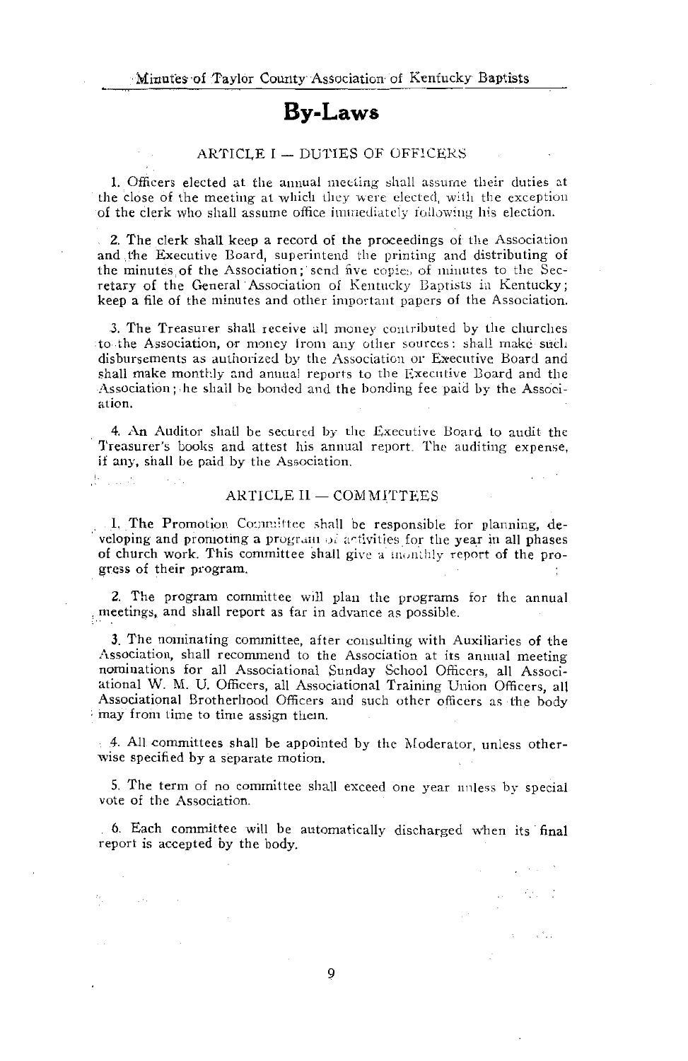# By-Laws

## ARTICLE I — DUTIES OF OFFICERS

1. Officers elected at the annual meeting shall assume their duties at the close of the meeting at which they were elected, with the exception of the clerk who shall assume office immediately following his election.

2. The clerk shall keep a record of the proceedings of the Association and the Executive Board, superintend the printing and distributing of the minutes of the Association; send five copies of minutes to the Secretary of the General Association of Kentucky Baptists in Kentucky; keep a file of the minutes and other important papers of the Association.

3. The Treasurer shall receive all money contributed by the churches to the Association, or money from any other sources: shall make such disbursements as authorized by the Association or Executive Board and shall make monthly and annual reports to the Executive Board and the Association; he shall be bonded and the bonding fee paid by the Association.

4. An Auditor shall be secured by the Executive Board to audit the Treasurer's books and attest his annual report. The auditing expense, if any, shall be paid by the Association.

## ARTICLE II — COMMITTEES

1. The Promotion Committee shall be responsible for planning, developing and promoting a program of activities for the year in all phases of church work. This committee shall give a monthly report of the progress of their program.

2. The program committee will plan the programs for the annual meetings, and shall report as far in advance as possible.

3. The nominating committee, after consulting with Auxiliaries of the Association, shall recommend to the Association at its annual meeting nominations for all Associational Sunday School Officers, all Associational W. M. U. Officers, all Associational Training Union Officers, all Associational Brotherhood Officers and such other officers as the body may from time to time assign them.

4. All committees shall be appointed by the Moderator, unless otherwise specified by a separate motion.

5. The term of no committee shall exceed one year unless by special vote of the Association.

6. Each committee will be automatically discharged when its final report is accepted by the body.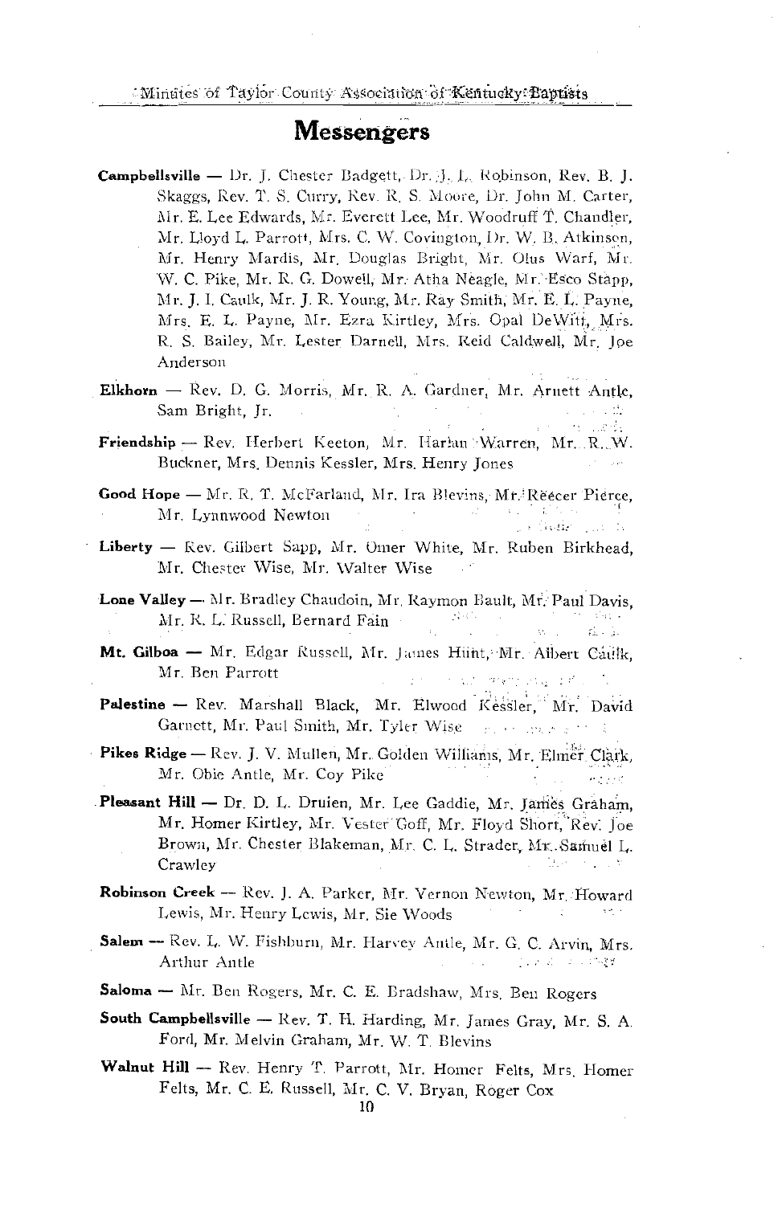# Messengers

**Campbellsville** — Dr. J. Chester Badgett, Dr. J. L. Robinson, Rev. B. J. Skaggs, Rev. T. S. Curry, Rev. R. S. Moore, Dr. John M. Carter, Mr. E. Lee Edwards, Mr. Everett Lee, Mr. Woodruff T. Chandler, Mr. Lloyd L. Parrott, Mrs. C. W. Covington, Dr. W. B. Atkinson, Mr. Henry Mardis, Mr. Douglas Bright, Mr. Olus Warf, Mr. W. C. Pike, Mr. R. G. Dowell, Mr. Atha Neagle, Mr. Esco Stapp, Mr. J. I. Caulk, Mr. J. R. Young, Mr. Ray Smith, Mr. E. L. Payne, Mrs. E. L. Payne, Mr. Ezra Kirtley, Mrs. Opal DeWitt, Mrs. R. S. Bailey, Mr. Lester Darnell, Mrs. Reid Caldwell, Mr. Joe Anderson

**Elkhorn** — Rev. D. G. Morris, Mr. R. A. Gardner, Mr. Arnett Antle, Sam Bright, Jr.

**Friendship** — Rev. Herbert Keeton, Mr. Harlan Warren, Mr. R. W. Buckner, Mrs. Dennis Kessler, Mrs. Henry Jones

**Good Hope** — Mr. R. T. McFarland, Mr. Ira Blevins, Mr. Reecer Pierce, Mr. Lynnwood Newton

**Liberty** — Rev. Gilbert Sapp, Mr. Omer White, Mr. Ruben Birkhead, Mr. Chester Wise, Mr. Walter Wise

**Lone Valley** — Mr. Bradley Chaudoin, Mr. Raymon Bault, Mr. Paul Davis, Mr. R. L. Russell, Bernard Fain

**Mt. Gilboa** — Mr. Edgar Russell, Mr. James Hunt, Mr. Albert Caulk, Mr. Ben Parrott

**Palestine** — Rev. Marshall Black, Mr. Elwood Kessler, Mr. David Garnett, Mr. Paul Smith, Mr. Tyler Wise

**Pikes Ridge** — Rev. J. V. Mullen, Mr. Golden Williams, Mr. Elmer Clark, Mr. Obie Antle, Mr. Coy Pike

**Pleasant Hill** — Dr. D. L. Druien, Mr. Lee Gaddie, Mr. James Graham, Mr. Homer Kirtley, Mr. Vester Goff, Mr. Floyd Short, Rev. Joe Brown, Mr. Chester Blakeman, Mr. C. L. Strader, Mr. Samuel L. Crawley

**Robinson Creek** — Rev. J. A. Parker, Mr. Vernon Newton, Mr. Howard Lewis, Mr. Henry Lewis, Mr. Sie Woods

**Salem** — Rev. L. W. Fishburn, Mr. Harvey Antle, Mr. G. C. Arvin, Mrs. Arthur Antle

**Saloma** — Mr. Ben Rogers, Mr. C. E. Bradshaw, Mrs. Ben Rogers

**South Campbellsville** — Rev. T. H. Harding, Mr. James Gray, Mr. S. A. Ford, Mr. Melvin Graham, Mr. W. T. Blevins

**Walnut Hill** — Rev. Henry T. Parrott, Mr. Homer Felts, Mrs. Homer Felts, Mr. C. E. Russell, Mr. C. V. Bryan, Roger Cox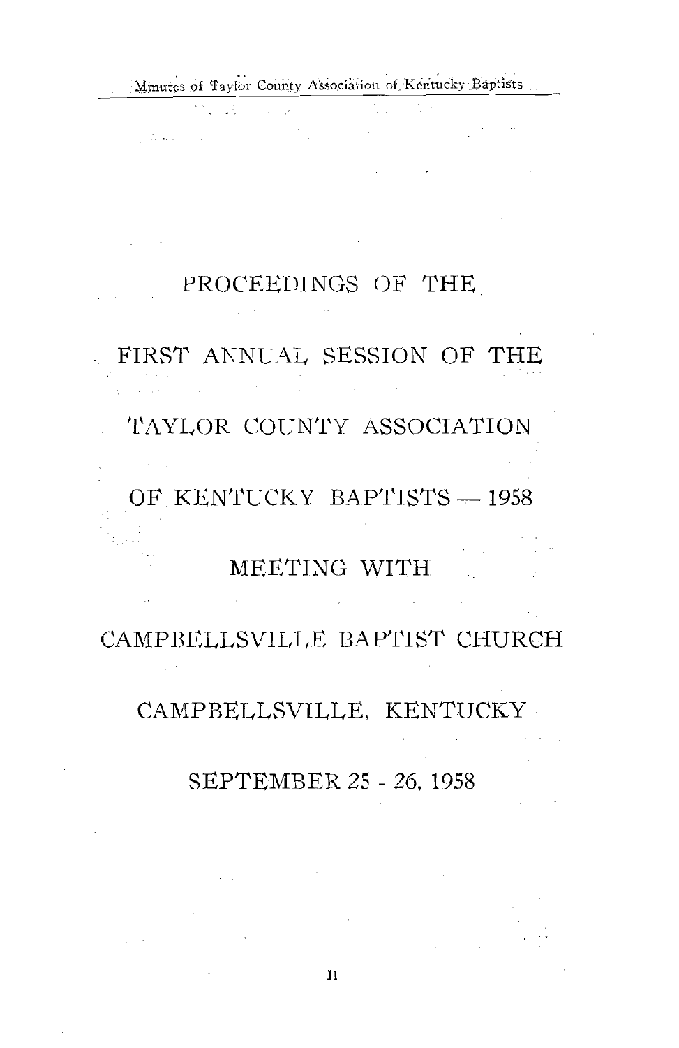# PROCEEDINGS OF THE

# FIRST ANNUAL SESSION OF THE

# TAYLOR COUNTY ASSOCIATION

# OF KENTUCKY BAPTISTS — 1958

## MEETING WITH

## CAMPBELLSVILLE BAPTIST CHURCH

## CAMPBELLSVILLE, KENTUCKY

## SEPTEMBER 25 - 26, 1958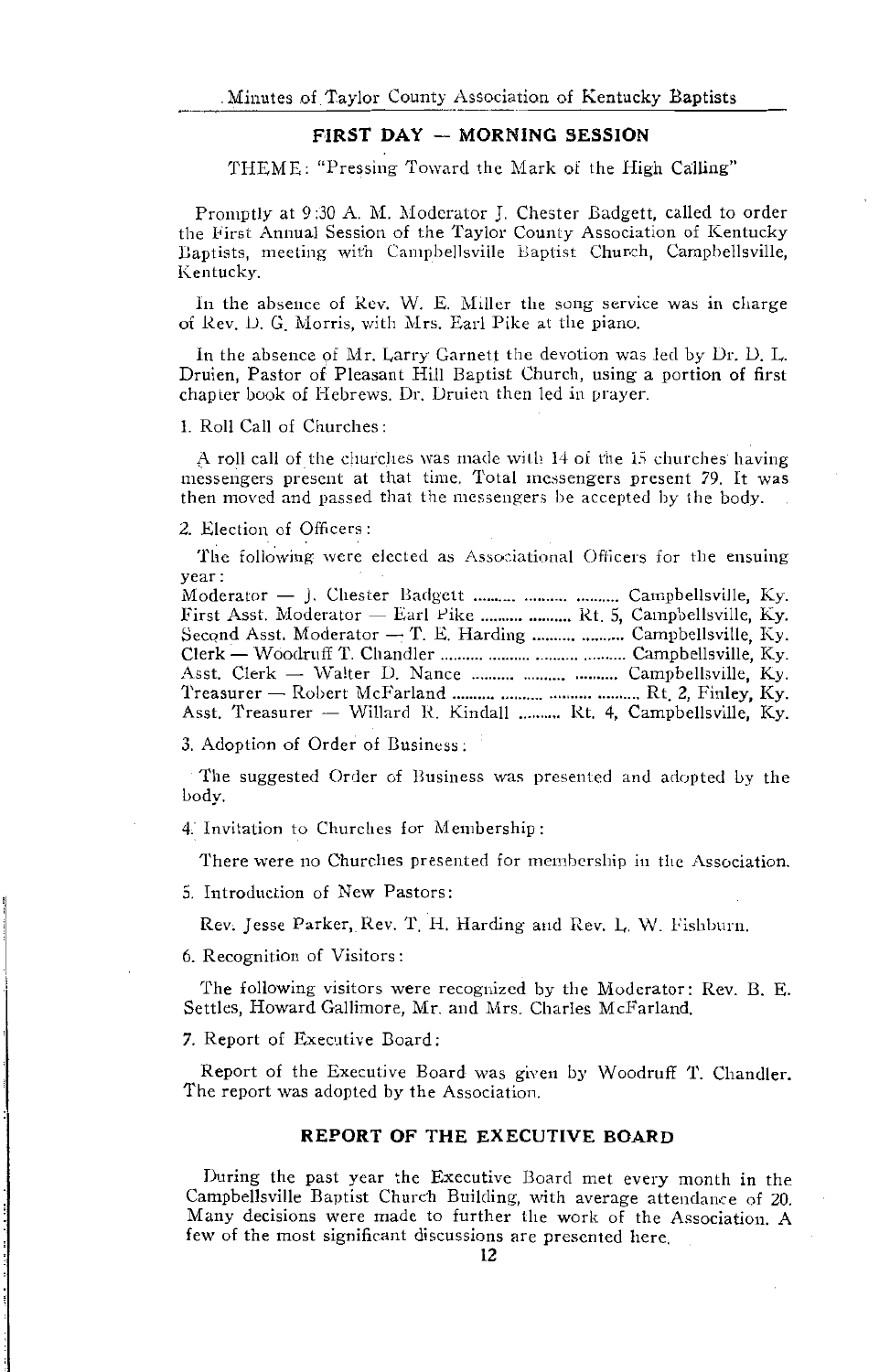## FIRST DAY — MORNING SESSION

THEME: "Pressing Toward the Mark of the High Calling"

Promptly at 9:30 A. M. Moderator J. Chester Badgett, called to order the First Annual Session of the Taylor County Association of Kentucky Baptists, meeting with Campbellsville Baptist Church, Campbellsville, Kentucky.

In the absence of Rev. W. E. Miller the song service was in charge of Rev. D. G. Morris, with Mrs. Earl Pike at the piano.

In the absence of Mr. Larry Garnett the devotion was led by Dr. D. L. Druien, Pastor of Pleasant Hill Baptist Church, using a portion of first chapter book of Hebrews. Dr. Druien then led in prayer.

1. Roll Call of Churches:

A roll call of the churches was made with 14 of the 15 churches having messengers present at that time. Total messengers present 79. It was then moved and passed that the messengers be accepted by the body.

2. Election of Officers:

The following were elected as Associational Officers for the ensuing year:

Moderator — J. Chester Badgett .......... .......... .......... Campbellsville, Ky.
First Asst. Moderator — Earl Pike .......... .......... Rt. 5, Campbellsville, Ky.
Second Asst. Moderator — T. E. Harding .......... .......... Campbellsville, Ky.
Clerk — Woodruff T. Chandler .......... .......... .......... .......... Campbellsville, Ky.
Asst. Clerk — Walter D. Nance .......... .......... .......... Campbellsville, Ky.
Treasurer — Robert McFarland .......... .......... .......... .......... Rt. 2, Finley, Ky.
Asst. Treasurer — Willard R. Kindall .......... Rt. 4, Campbellsville, Ky.

3. Adoption of Order of Business:

The suggested Order of Business was presented and adopted by the body.

4. Invitation to Churches for Membership:

There were no Churches presented for membership in the Association.

5. Introduction of New Pastors:

Rev. Jesse Parker, Rev. T. H. Harding and Rev. L. W. Fishburn.

6. Recognition of Visitors:

The following visitors were recognized by the Moderator: Rev. B. E. Settles, Howard Gallimore, Mr. and Mrs. Charles McFarland.

7. Report of Executive Board:

Report of the Executive Board was given by Woodruff T. Chandler. The report was adopted by the Association.

### REPORT OF THE EXECUTIVE BOARD

During the past year the Executive Board met every month in the Campbellsville Baptist Church Building, with average attendance of 20. Many decisions were made to further the work of the Association. A few of the most significant discussions are presented here.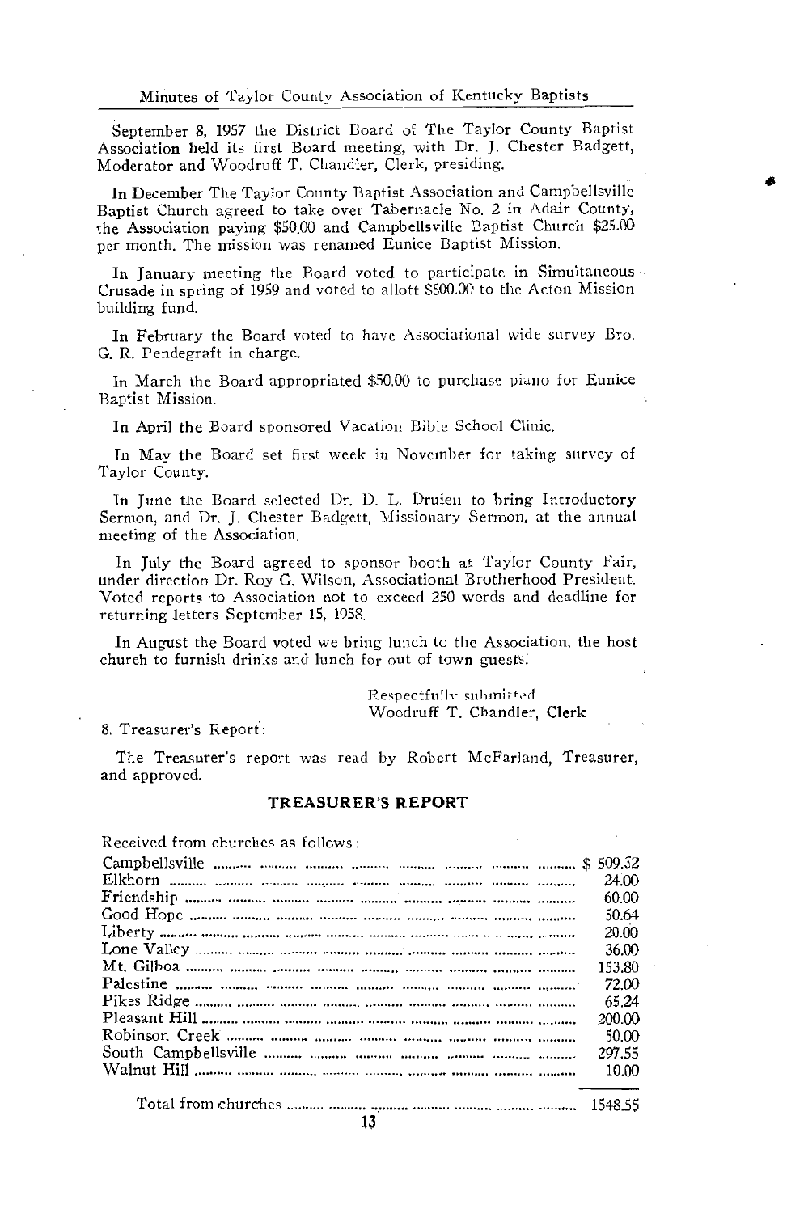September 8, 1957 the District Board of The Taylor County Baptist Association held its first Board meeting, with Dr. J. Chester Badgett, Moderator and Woodruff T. Chandler, Clerk, presiding.

In December The Taylor County Baptist Association and Campbellsville Baptist Church agreed to take over Tabernacle No. 2 in Adair County, the Association paying $50.00 and Campbellsville Baptist Church $25.00 per month. The mission was renamed Eunice Baptist Mission.

In January meeting the Board voted to participate in Simultaneous Crusade in spring of 1959 and voted to allott $500.00 to the Acton Mission building fund.

In February the Board voted to have Associational wide survey Bro. G. R. Pendegraft in charge.

In March the Board appropriated $50.00 to purchase piano for Eunice Baptist Mission.

In April the Board sponsored Vacation Bible School Clinic.

In May the Board set first week in November for taking survey of Taylor County.

In June the Board selected Dr. D. L. Druien to bring Introductory Sermon, and Dr. J. Chester Badgett, Missionary Sermon, at the annual meeting of the Association.

In July the Board agreed to sponsor booth at Taylor County Fair, under direction Dr. Roy G. Wilson, Associational Brotherhood President. Voted reports to Association not to exceed 250 words and deadline for returning letters September 15, 1958.

In August the Board voted we bring lunch to the Association, the host church to furnish drinks and lunch for out of town guests.

Respectfully submitted
Woodruff T. Chandler, Clerk

8. Treasurer's Report:

The Treasurer's report was read by Robert McFarland, Treasurer, and approved.

## TREASURER'S REPORT

Received from churches as follows:

| Church | Amount |
|---|---|
| Campbellsville | $ 509.32 |
| Elkhorn | 24.00 |
| Friendship | 60.00 |
| Good Hope | 50.64 |
| Liberty | 20.00 |
| Lone Valley | 36.00 |
| Mt. Gilboa | 153.80 |
| Palestine | 72.00 |
| Pikes Ridge | 65.24 |
| Pleasant Hill | 200.00 |
| Robinson Creek | 50.00 |
| South Campbellsville | 297.55 |
| Walnut Hill | 10.00 |
| Total from churches | 1548.55 |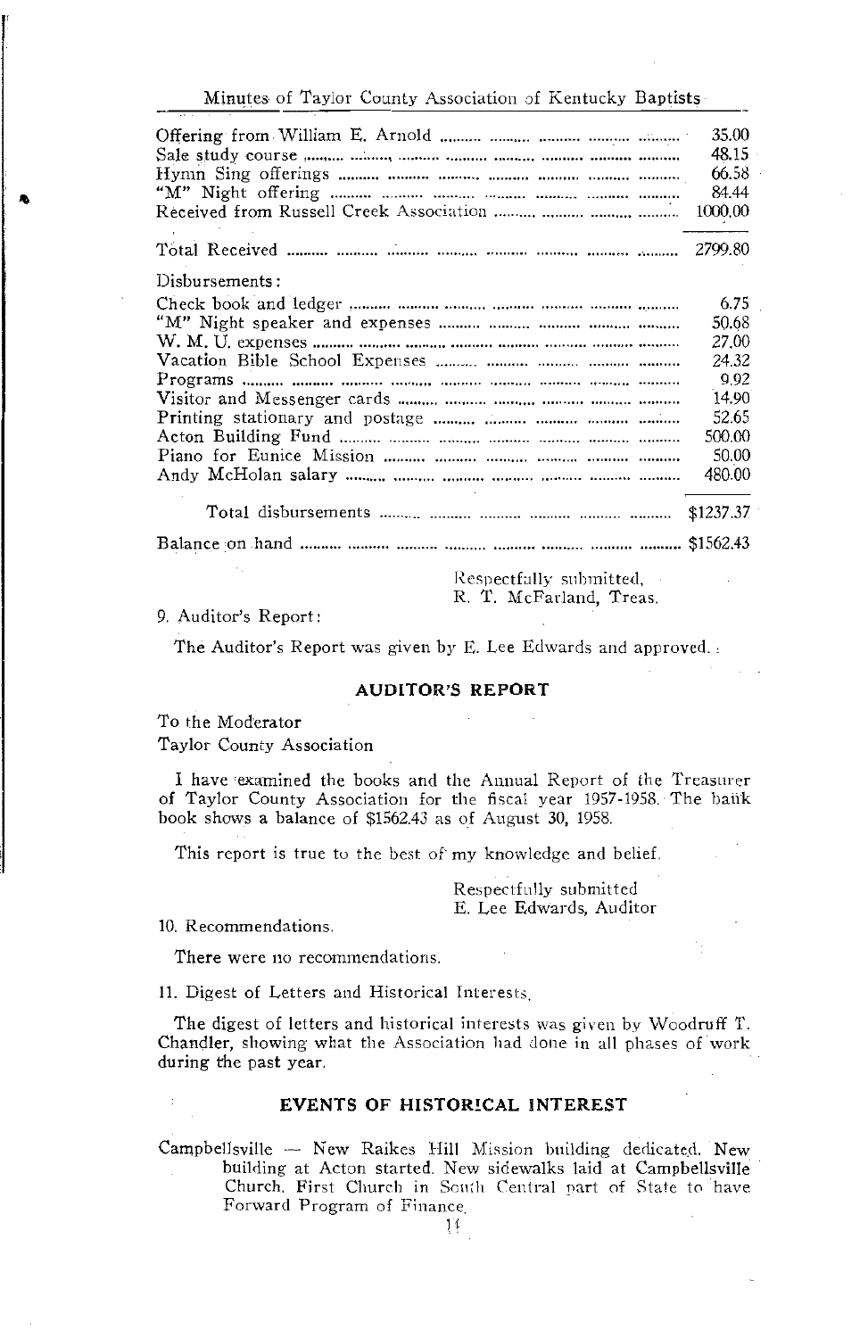| | |
|---|---|
| Offering from William E. Arnold | 35.00 |
| Sale study course | 48.15 |
| Hymn Sing offerings | 66.58 |
| "M" Night offering | 84.44 |
| Received from Russell Creek Association | 1000.00 |
| Total Received | 2799.80 |

Disbursements:

| | |
|---|---|
| Check book and ledger | 6.75 |
| "M" Night speaker and expenses | 50.68 |
| W. M. U. expenses | 27.00 |
| Vacation Bible School Expenses | 24.32 |
| Programs | 9.92 |
| Visitor and Messenger cards | 14.90 |
| Printing stationary and postage | 52.65 |
| Acton Building Fund | 500.00 |
| Piano for Eunice Mission | 50.00 |
| Andy McHolan salary | 480.00 |
| Total disbursements | $1237.37 |
| Balance on hand | $1562.43 |

Respectfully submitted,
R. T. McFarland, Treas.

9. Auditor's Report:

The Auditor's Report was given by E. Lee Edwards and approved.

## AUDITOR'S REPORT

To the Moderator
Taylor County Association

I have examined the books and the Annual Report of the Treasurer of Taylor County Association for the fiscal year 1957-1958. The bank book shows a balance of $1562.43 as of August 30, 1958.

This report is true to the best of my knowledge and belief.

Respectfully submitted
E. Lee Edwards, Auditor

10. Recommendations.

There were no recommendations.

11. Digest of Letters and Historical Interests.

The digest of letters and historical interests was given by Woodruff T. Chandler, showing what the Association had done in all phases of work during the past year.

## EVENTS OF HISTORICAL INTEREST

Campbellsville — New Raikes Hill Mission building dedicated. New building at Acton started. New sidewalks laid at Campbellsville Church. First Church in South Central part of State to have Forward Program of Finance.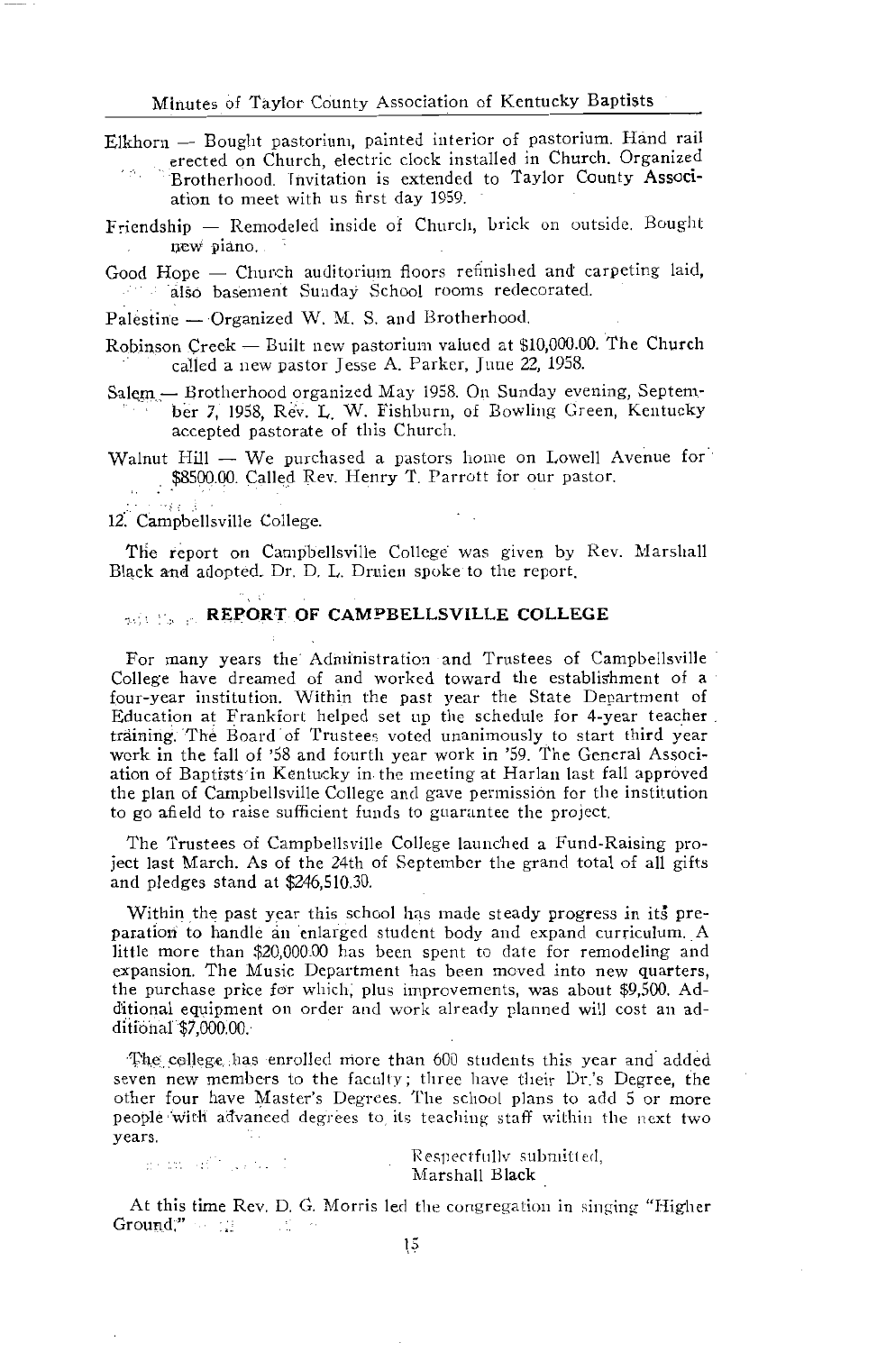Elkhorn — Bought pastorium, painted interior of pastorium. Hand rail erected on Church, electric clock installed in Church. Organized Brotherhood. Invitation is extended to Taylor County Association to meet with us first day 1959.

Friendship — Remodeled inside of Church, brick on outside. Bought new piano.

Good Hope — Church auditorium floors refinished and carpeting laid, also basement Sunday School rooms redecorated.

Palestine — Organized W. M. S. and Brotherhood.

Robinson Creek — Built new pastorium valued at $10,000.00. The Church called a new pastor Jesse A. Parker, June 22, 1958.

Salem — Brotherhood organized May 1958. On Sunday evening, September 7, 1958, Rev. L. W. Fishburn, of Bowling Green, Kentucky accepted pastorate of this Church.

Walnut Hill — We purchased a pastors home on Lowell Avenue for $8500.00. Called Rev. Henry T. Parrott for our pastor.

12. Campbellsville College.

The report on Campbellsville College was given by Rev. Marshall Black and adopted. Dr. D. L. Druien spoke to the report.

## REPORT OF CAMPBELLSVILLE COLLEGE

For many years the Administration and Trustees of Campbellsville College have dreamed of and worked toward the establishment of a four-year institution. Within the past year the State Department of Education at Frankfort helped set up the schedule for 4-year teacher training. The Board of Trustees voted unanimously to start third year work in the fall of '58 and fourth year work in '59. The General Association of Baptists in Kentucky in the meeting at Harlan last fall approved the plan of Campbellsville College and gave permission for the institution to go afield to raise sufficient funds to guarantee the project.

The Trustees of Campbellsville College launched a Fund-Raising project last March. As of the 24th of September the grand total of all gifts and pledges stand at $246,510.30.

Within the past year this school has made steady progress in its preparation to handle an enlarged student body and expand curriculum. A little more than $20,000.00 has been spent to date for remodeling and expansion. The Music Department has been moved into new quarters, the purchase price for which, plus improvements, was about $9,500. Additional equipment on order and work already planned will cost an additional $7,000.00.

The college has enrolled more than 600 students this year and added seven new members to the faculty; three have their Dr.'s Degree, the other four have Master's Degrees. The school plans to add 5 or more people with advanced degrees to its teaching staff within the next two years.

Respectfully submitted,
Marshall Black

At this time Rev. D. G. Morris led the congregation in singing "Higher Ground."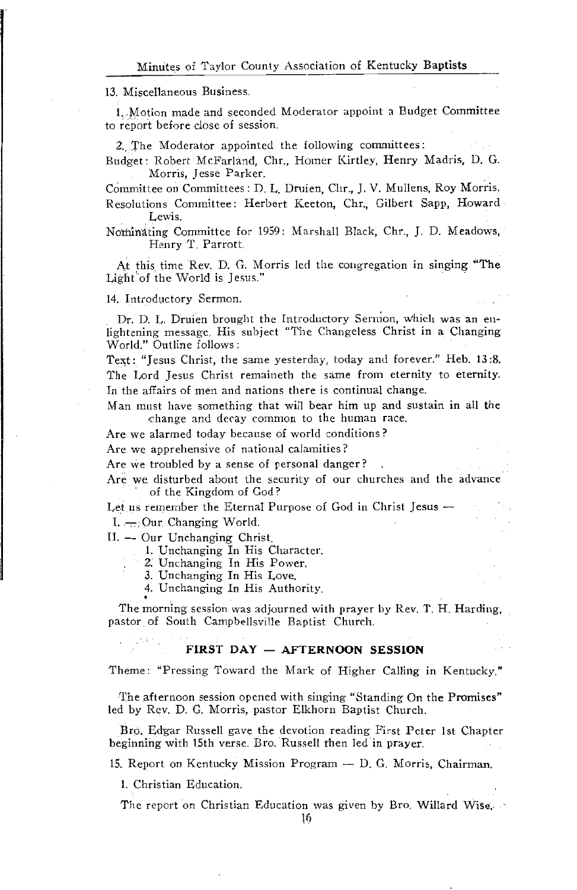13. Miscellaneous Business.

1. Motion made and seconded Moderator appoint a Budget Committee to report before close of session.

2. The Moderator appointed the following committees:

Budget: Robert McFarland, Chr., Homer Kirtley, Henry Madris, D. G. Morris, Jesse Parker.

Committee on Committees: D. L. Druien, Chr., J. V. Mullens, Roy Morris.

Resolutions Committee: Herbert Keeton, Chr., Gilbert Sapp, Howard Lewis.

Nominating Committee for 1959: Marshall Black, Chr., J. D. Meadows, Henry T. Parrott.

At this time Rev. D. G. Morris led the congregation in singing "The Light of the World is Jesus."

14. Introductory Sermon.

Dr. D. L. Druien brought the Introductory Sermon, which was an enlightening message. His subject "The Changeless Christ in a Changing World." Outline follows:

Text: "Jesus Christ, the same yesterday, today and forever." Heb. 13:8.

The Lord Jesus Christ remaineth the same from eternity to eternity.

In the affairs of men and nations there is continual change.

Man must have something that will bear him up and sustain in all the change and decay common to the human race.

Are we alarmed today because of world conditions?

Are we apprehensive of national calamities?

Are we troubled by a sense of personal danger?

Are we disturbed about the security of our churches and the advance of the Kingdom of God?

Let us remember the Eternal Purpose of God in Christ Jesus —

I. — Our Changing World.

II. — Our Unchanging Christ.

1. Unchanging In His Character.
2. Unchanging In His Power.
3. Unchanging In His Love.
4. Unchanging In His Authority.

The morning session was adjourned with prayer by Rev. T. H. Harding, pastor of South Campbellsville Baptist Church.

## FIRST DAY — AFTERNOON SESSION

Theme: "Pressing Toward the Mark of Higher Calling in Kentucky."

The afternoon session opened with singing "Standing On the Promises" led by Rev. D. G. Morris, pastor Elkhorn Baptist Church.

Bro. Edgar Russell gave the devotion reading First Peter 1st Chapter beginning with 15th verse. Bro. Russell then led in prayer.

15. Report on Kentucky Mission Program — D. G. Morris, Chairman.

1. Christian Education.

The report on Christian Education was given by Bro. Willard Wise.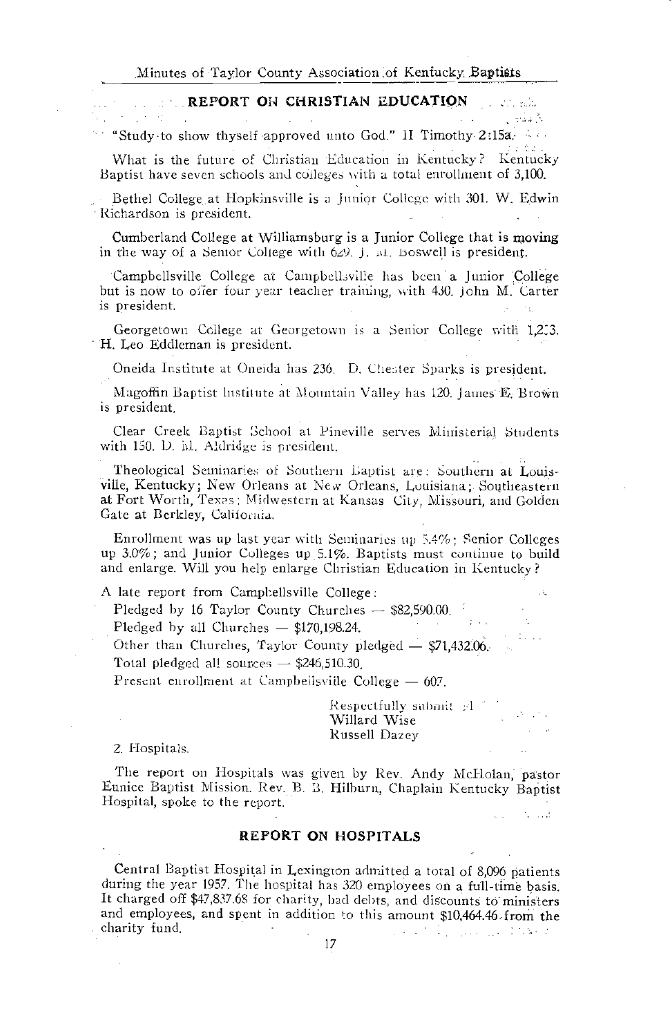## REPORT ON CHRISTIAN EDUCATION

"Study to show thyself approved unto God." II Timothy 2:15a.

What is the future of Christian Education in Kentucky? Kentucky Baptist have seven schools and colleges with a total enrollment of 3,100.

Bethel College at Hopkinsville is a Junior College with 301. W. Edwin Richardson is president.

Cumberland College at Williamsburg is a Junior College that is moving in the way of a Senior College with 629. J. M. Boswell is president.

Campbellsville College at Campbellsville has been a Junior College but is now to offer four year teacher training, with 430. John M. Carter is president.

Georgetown College at Georgetown is a Senior College with 1,223. H. Leo Eddleman is president.

Oneida Institute at Oneida has 236. D. Chester Sparks is president.

Magoffin Baptist Institute at Mountain Valley has 120. James E. Brown is president.

Clear Creek Baptist School at Pineville serves Ministerial Students with 150. D. M. Aldridge is president.

Theological Seminaries of Southern Baptist are: Southern at Louisville, Kentucky; New Orleans at New Orleans, Louisiana; Southeastern at Fort Worth, Texas; Midwestern at Kansas City, Missouri, and Golden Gate at Berkley, California.

Enrollment was up last year with Seminaries up 5.4%; Senior Colleges up 3.0%; and Junior Colleges up 5.1%. Baptists must continue to build and enlarge. Will you help enlarge Christian Education in Kentucky?

A late report from Campbellsville College:

Pledged by 16 Taylor County Churches — $82,590.00.

Pledged by all Churches — $170,198.24.

Other than Churches, Taylor County pledged — $71,432.06.

Total pledged all sources — $246,510.30.

Present enrollment at Campbellsville College — 607.

Respectfully submitted
Willard Wise
Russell Dazey

2. Hospitals.

The report on Hospitals was given by Rev. Andy McHolan, pastor Eunice Baptist Mission. Rev. B. B. Hilburn, Chaplain Kentucky Baptist Hospital, spoke to the report.

## REPORT ON HOSPITALS

Central Baptist Hospital in Lexington admitted a total of 8,096 patients during the year 1957. The hospital has 320 employees on a full-time basis. It charged off $47,837.68 for charity, bad debts, and discounts to ministers and employees, and spent in addition to this amount $10,464.46 from the charity fund.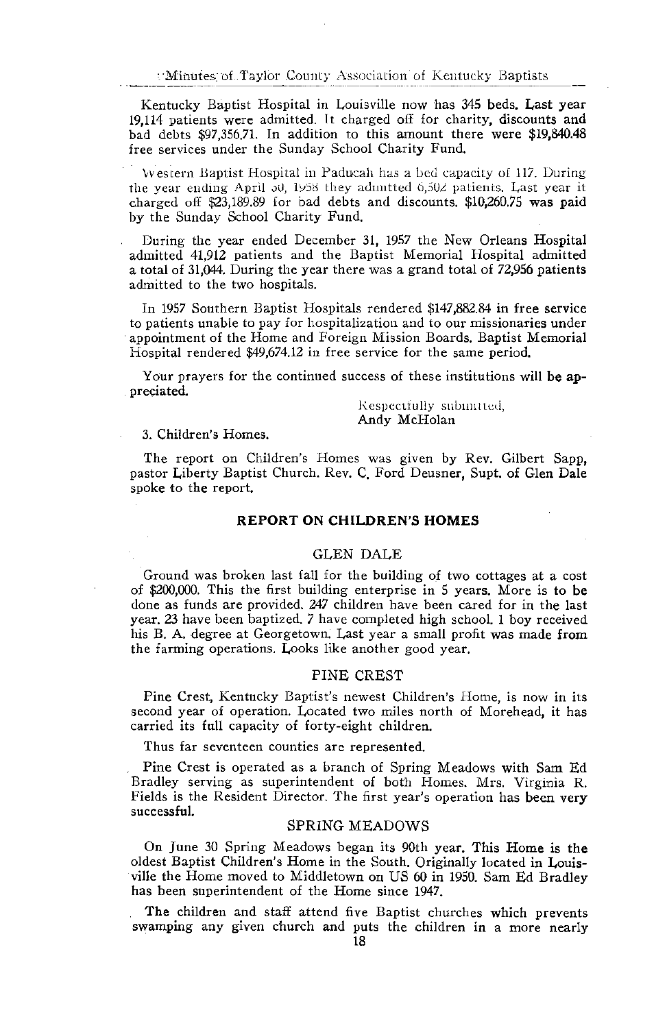Kentucky Baptist Hospital in Louisville now has 345 beds. Last year 19,114 patients were admitted. It charged off for charity, discounts and bad debts $97,356.71. In addition to this amount there were $19,840.48 free services under the Sunday School Charity Fund.

Western Baptist Hospital in Paducah has a bed capacity of 117. During the year ending April 30, 1958 they admitted 6,502 patients. Last year it charged off $23,189.89 for bad debts and discounts. $10,260.75 was paid by the Sunday School Charity Fund.

During the year ended December 31, 1957 the New Orleans Hospital admitted 41,912 patients and the Baptist Memorial Hospital admitted a total of 31,044. During the year there was a grand total of 72,956 patients admitted to the two hospitals.

In 1957 Southern Baptist Hospitals rendered $147,882.84 in free service to patients unable to pay for hospitalization and to our missionaries under appointment of the Home and Foreign Mission Boards. Baptist Memorial Hospital rendered $49,674.12 in free service for the same period.

Your prayers for the continued success of these institutions will be appreciated.

Respectfully submitted,
Andy McHolan

3. Children's Homes.

The report on Children's Homes was given by Rev. Gilbert Sapp, pastor Liberty Baptist Church. Rev. C. Ford Deusner, Supt. of Glen Dale spoke to the report.

## REPORT ON CHILDREN'S HOMES

### GLEN DALE

Ground was broken last fall for the building of two cottages at a cost of $200,000. This the first building enterprise in 5 years. More is to be done as funds are provided. 247 children have been cared for in the last year. 23 have been baptized. 7 have completed high school. 1 boy received his B. A. degree at Georgetown. Last year a small profit was made from the farming operations. Looks like another good year.

### PINE CREST

Pine Crest, Kentucky Baptist's newest Children's Home, is now in its second year of operation. Located two miles north of Morehead, it has carried its full capacity of forty-eight children.

Thus far seventeen counties are represented.

Pine Crest is operated as a branch of Spring Meadows with Sam Ed Bradley serving as superintendent of both Homes. Mrs. Virginia R. Fields is the Resident Director. The first year's operation has been very successful.

### SPRING MEADOWS

On June 30 Spring Meadows began its 90th year. This Home is the oldest Baptist Children's Home in the South. Originally located in Louisville the Home moved to Middletown on US 60 in 1950. Sam Ed Bradley has been superintendent of the Home since 1947.

The children and staff attend five Baptist churches which prevents swamping any given church and puts the children in a more nearly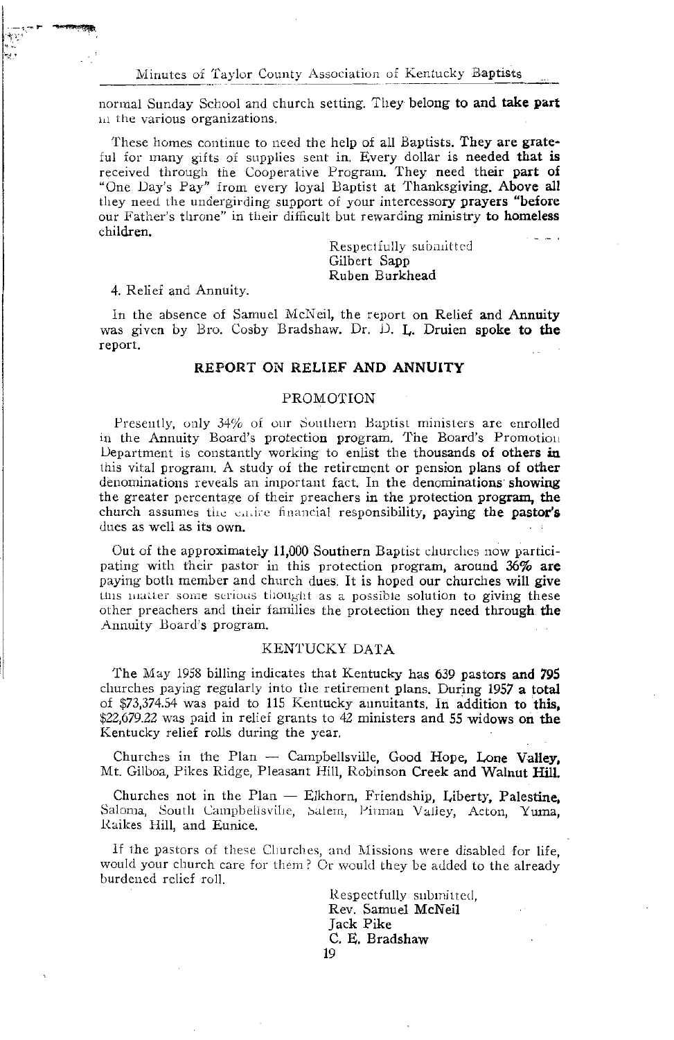normal Sunday School and church setting. They belong to and take part in the various organizations.

These homes continue to need the help of all Baptists. They are grateful for many gifts of supplies sent in. Every dollar is needed that is received through the Cooperative Program. They need their part of "One Day's Pay" from every loyal Baptist at Thanksgiving. Above all they need the undergirding support of your intercessory prayers "before our Father's throne" in their difficult but rewarding ministry to homeless children.

Respectfully submitted
Gilbert Sapp
Ruben Burkhead

4. Relief and Annuity.

In the absence of Samuel McNeil, the report on Relief and Annuity was given by Bro. Cosby Bradshaw. Dr. D. L. Druien spoke to the report.

## REPORT ON RELIEF AND ANNUITY

### PROMOTION

Presently, only 34% of our Southern Baptist ministers are enrolled in the Annuity Board's protection program. The Board's Promotion Department is constantly working to enlist the thousands of others in this vital program. A study of the retirement or pension plans of other denominations reveals an important fact. In the denominations showing the greater percentage of their preachers in the protection program, the church assumes the entire financial responsibility, paying the pastor's dues as well as its own.

Out of the approximately 11,000 Southern Baptist churches now participating with their pastor in this protection program, around 36% are paying both member and church dues. It is hoped our churches will give this matter some serious thought as a possible solution to giving these other preachers and their families the protection they need through the Annuity Board's program.

### KENTUCKY DATA

The May 1958 billing indicates that Kentucky has 639 pastors and 795 churches paying regularly into the retirement plans. During 1957 a total of $73,374.54 was paid to 115 Kentucky annuitants. In addition to this, $22,679.22 was paid in relief grants to 42 ministers and 55 widows on the Kentucky relief rolls during the year.

Churches in the Plan — Campbellsville, Good Hope, Lone Valley, Mt. Gilboa, Pikes Ridge, Pleasant Hill, Robinson Creek and Walnut Hill.

Churches not in the Plan — Elkhorn, Friendship, Liberty, Palestine, Saloma, South Campbellsville, Salem, Pitman Valley, Acton, Yuma, Raikes Hill, and Eunice.

If the pastors of these Churches, and Missions were disabled for life, would your church care for them? Or would they be added to the already burdened relief roll.

Respectfully submitted,
Rev. Samuel McNeil
Jack Pike
C. E. Bradshaw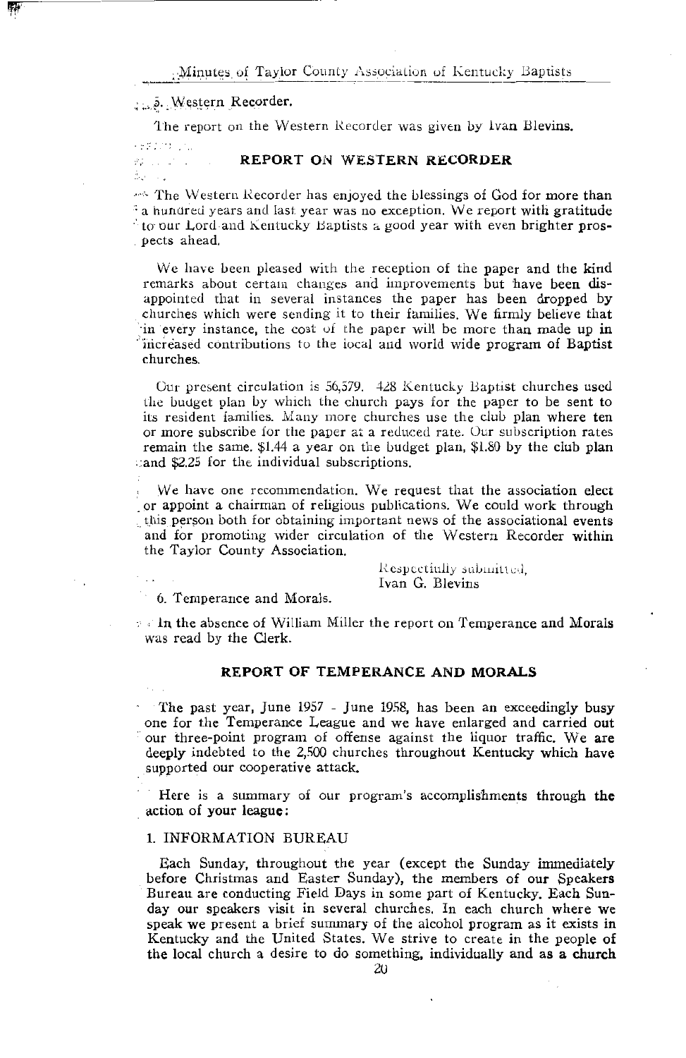5. Western Recorder.

The report on the Western Recorder was given by Ivan Blevins.

## REPORT ON WESTERN RECORDER

The Western Recorder has enjoyed the blessings of God for more than a hundred years and last year was no exception. We report with gratitude to our Lord and Kentucky Baptists a good year with even brighter prospects ahead.

We have been pleased with the reception of the paper and the kind remarks about certain changes and improvements but have been disappointed that in several instances the paper has been dropped by churches which were sending it to their families. We firmly believe that in every instance, the cost of the paper will be more than made up in increased contributions to the local and world wide program of Baptist churches.

Our present circulation is 56,579. 428 Kentucky Baptist churches used the budget plan by which the church pays for the paper to be sent to its resident families. Many more churches use the club plan where ten or more subscribe for the paper at a reduced rate. Our subscription rates remain the same. $1.44 a year on the budget plan, $1.80 by the club plan and $2.25 for the individual subscriptions.

We have one recommendation. We request that the association elect or appoint a chairman of religious publications. We could work through this person both for obtaining important news of the associational events and for promoting wider circulation of the Western Recorder within the Taylor County Association.

Respectfully submitted,
Ivan G. Blevins

6. Temperance and Morals.

In the absence of William Miller the report on Temperance and Morals was read by the Clerk.

## REPORT OF TEMPERANCE AND MORALS

The past year, June 1957 - June 1958, has been an exceedingly busy one for the Temperance League and we have enlarged and carried out our three-point program of offense against the liquor traffic. We are deeply indebted to the 2,500 churches throughout Kentucky which have supported our cooperative attack.

Here is a summary of our program's accomplishments through the action of your league:

1. INFORMATION BUREAU

Each Sunday, throughout the year (except the Sunday immediately before Christmas and Easter Sunday), the members of our Speakers Bureau are conducting Field Days in some part of Kentucky. Each Sunday our speakers visit in several churches. In each church where we speak we present a brief summary of the alcohol program as it exists in Kentucky and the United States. We strive to create in the people of the local church a desire to do something, individually and as a church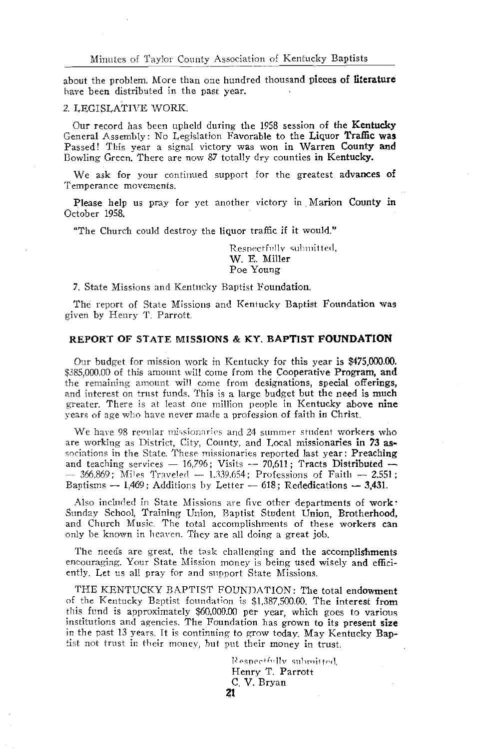about the problem. More than one hundred thousand pieces of literature have been distributed in the past year.

2. LEGISLATIVE WORK.

Our record has been upheld during the 1958 session of the Kentucky General Assembly: No Legislation Favorable to the Liquor Traffic was Passed! This year a signal victory was won in Warren County and Bowling Green. There are now 87 totally dry counties in Kentucky.

We ask for your continued support for the greatest advances of Temperance movements.

Please help us pray for yet another victory in Marion County in October 1958.

"The Church could destroy the liquor traffic if it would."

Respectfully submitted,  
W. E. Miller  
Poe Young

7. State Missions and Kentucky Baptist Foundation.

The report of State Missions and Kentucky Baptist Foundation was given by Henry T. Parrott.

### REPORT OF STATE MISSIONS & KY. BAPTIST FOUNDATION

Our budget for mission work in Kentucky for this year is $475,000.00. $385,000.00 of this amount will come from the Cooperative Program, and the remaining amount will come from designations, special offerings, and interest on trust funds. This is a large budget but the need is much greater. There is at least one million people in Kentucky above nine years of age who have never made a profession of faith in Christ.

We have 98 regular missionaries and 24 summer student workers who are working as District, City, County, and Local missionaries in 73 associations in the State. These missionaries reported last year: Preaching and teaching services — 16,796; Visits — 70,611; Tracts Distributed — 366,869; Miles Traveled — 1,339,654; Professions of Faith — 2,551; Baptisms — 1,469; Additions by Letter — 618; Rededications — 3,431.

Also included in State Missions are five other departments of work: Sunday School, Training Union, Baptist Student Union, Brotherhood, and Church Music. The total accomplishments of these workers can only be known in heaven. They are all doing a great job.

The needs are great, the task challenging and the accomplishments encouraging. Your State Mission money is being used wisely and efficiently. Let us all pray for and support State Missions.

THE KENTUCKY BAPTIST FOUNDATION: The total endowment of the Kentucky Baptist foundation is $1,387,500.00. The interest from this fund is approximately $60,000.00 per year, which goes to various institutions and agencies. The Foundation has grown to its present size in the past 13 years. It is continuing to grow today. May Kentucky Baptist not trust in their money, but put their money in trust.

Respectfully submitted,  
Henry T. Parrott  
C. V. Bryan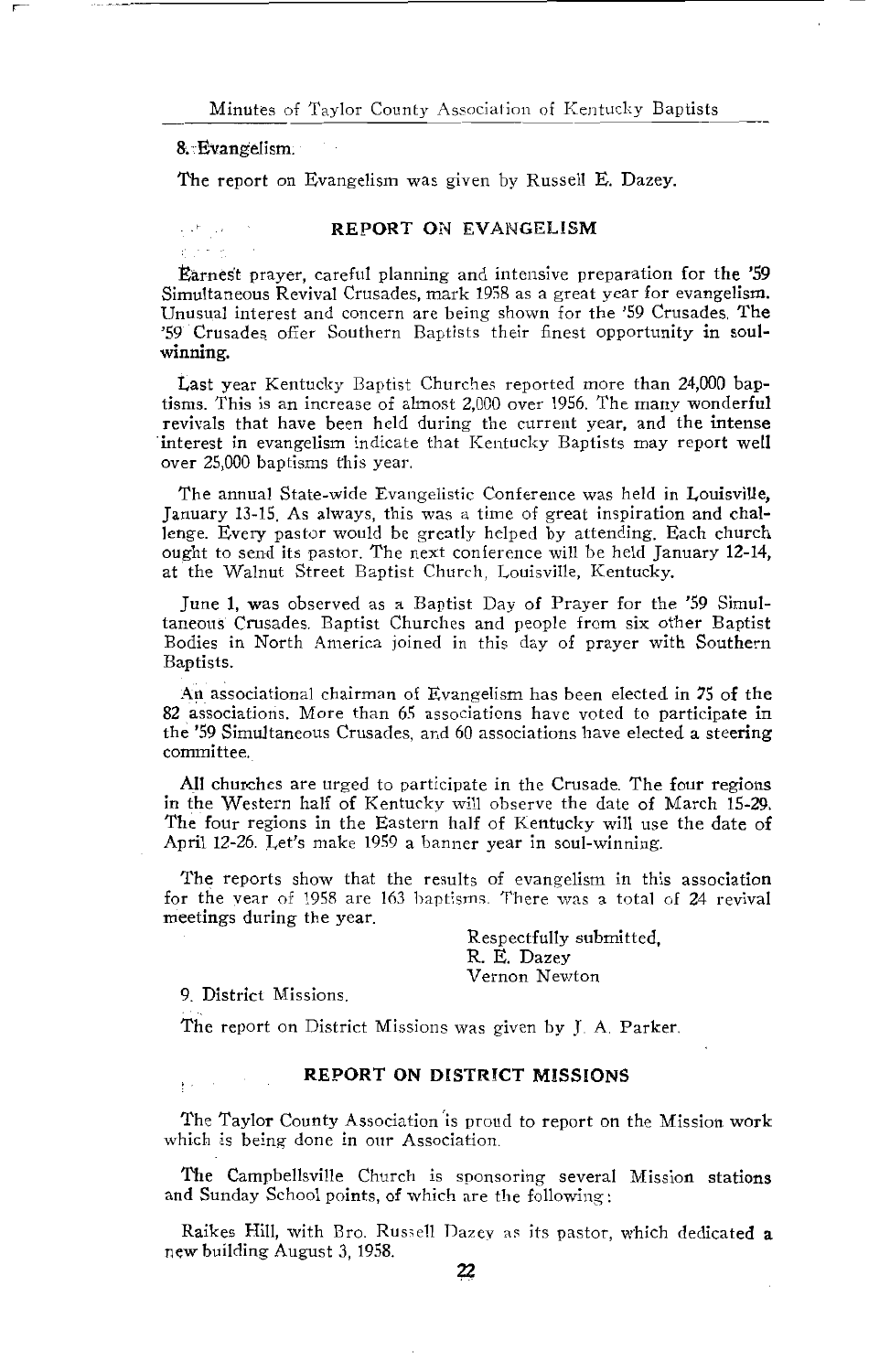8. Evangelism.

The report on Evangelism was given by Russell E. Dazey.

## REPORT ON EVANGELISM

Earnest prayer, careful planning and intensive preparation for the '59 Simultaneous Revival Crusades, mark 1958 as a great year for evangelism. Unusual interest and concern are being shown for the '59 Crusades. The '59 Crusades offer Southern Baptists their finest opportunity in soul-winning.

Last year Kentucky Baptist Churches reported more than 24,000 baptisms. This is an increase of almost 2,000 over 1956. The many wonderful revivals that have been held during the current year, and the intense interest in evangelism indicate that Kentucky Baptists may report well over 25,000 baptisms this year.

The annual State-wide Evangelistic Conference was held in Louisville, January 13-15. As always, this was a time of great inspiration and challenge. Every pastor would be greatly helped by attending. Each church ought to send its pastor. The next conference will be held January 12-14, at the Walnut Street Baptist Church, Louisville, Kentucky.

June 1, was observed as a Baptist Day of Prayer for the '59 Simultaneous Crusades. Baptist Churches and people from six other Baptist Bodies in North America joined in this day of prayer with Southern Baptists.

An associational chairman of Evangelism has been elected in 75 of the 82 associations. More than 65 associations have voted to participate in the '59 Simultaneous Crusades, and 60 associations have elected a steering committee.

All churches are urged to participate in the Crusade. The four regions in the Western half of Kentucky will observe the date of March 15-29. The four regions in the Eastern half of Kentucky will use the date of April 12-26. Let's make 1959 a banner year in soul-winning.

The reports show that the results of evangelism in this association for the year of 1958 are 163 baptisms. There was a total of 24 revival meetings during the year.

Respectfully submitted,
R. E. Dazey
Vernon Newton

9. District Missions.

The report on District Missions was given by J. A. Parker.

## REPORT ON DISTRICT MISSIONS

The Taylor County Association is proud to report on the Mission work which is being done in our Association.

The Campbellsville Church is sponsoring several Mission stations and Sunday School points, of which are the following:

Raikes Hill, with Bro. Russell Dazey as its pastor, which dedicated a new building August 3, 1958.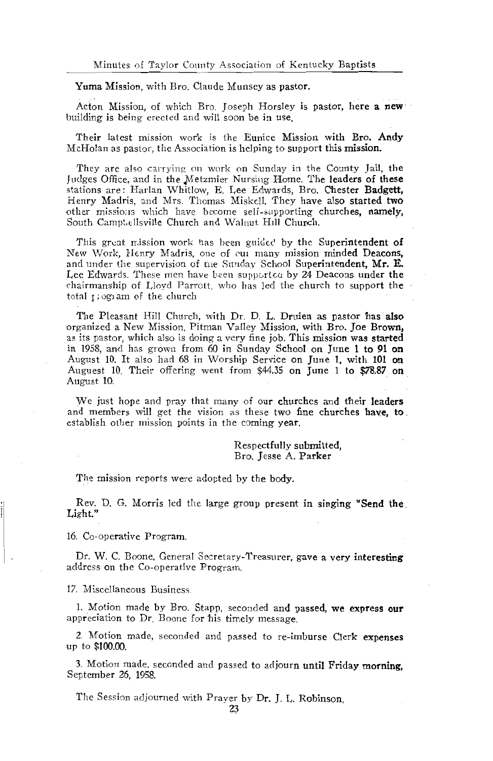Yuma Mission, with Bro. Claude Munsey as pastor.

Acton Mission, of which Bro. Joseph Horsley is pastor, here a new building is being erected and will soon be in use.

Their latest mission work is the Eunice Mission with Bro. Andy McHolan as pastor, the Association is helping to support this mission.

They are also carrying on work on Sunday in the County Jail, the Judges Office, and in the Metzmier Nursing Home. The leaders of these stations are: Harlan Whitlow, E. Lee Edwards, Bro. Chester Badgett, Henry Madris, and Mrs. Thomas Miskell. They have also started two other missions which have become self-supporting churches, namely, South Campbellsville Church and Walnut Hill Church.

This great mission work has been guided by the Superintendent of New Work, Henry Madris, one of our many mission minded Deacons, and under the supervision of the Sunday School Superintendent, Mr. E. Lee Edwards. These men have been supported by 24 Deacons under the chairmanship of Lloyd Parrott, who has led the church to support the total program of the church

The Pleasant Hill Church, with Dr. D. L. Druien as pastor has also organized a New Mission, Pitman Valley Mission, with Bro. Joe Brown, as its pastor, which also is doing a very fine job. This mission was started in 1958, and has grown from 60 in Sunday School on June 1 to 91 on August 10. It also had 68 in Worship Service on June 1, with 101 on Auguest 10. Their offering went from $44.35 on June 1 to $78.87 on August 10.

We just hope and pray that many of our churches and their leaders and members will get the vision as these two fine churches have, to establish other mission points in the coming year.

Respectfully submitted,
Bro. Jesse A. Parker

The mission reports were adopted by the body.

Rev. D. G. Morris led the large group present in singing "Send the Light."

16. Co-operative Program.

Dr. W. C. Boone, General Secretary-Treasurer, gave a very interesting address on the Co-operative Program.

17. Miscellaneous Business.

1. Motion made by Bro. Stapp, seconded and passed, we express our appreciation to Dr. Boone for his timely message.

2. Motion made, seconded and passed to re-imburse Clerk expenses up to $100.00.

3. Motion made, seconded and passed to adjourn until Friday morning, September 26, 1958.

The Session adjourned with Prayer by Dr. J. L. Robinson.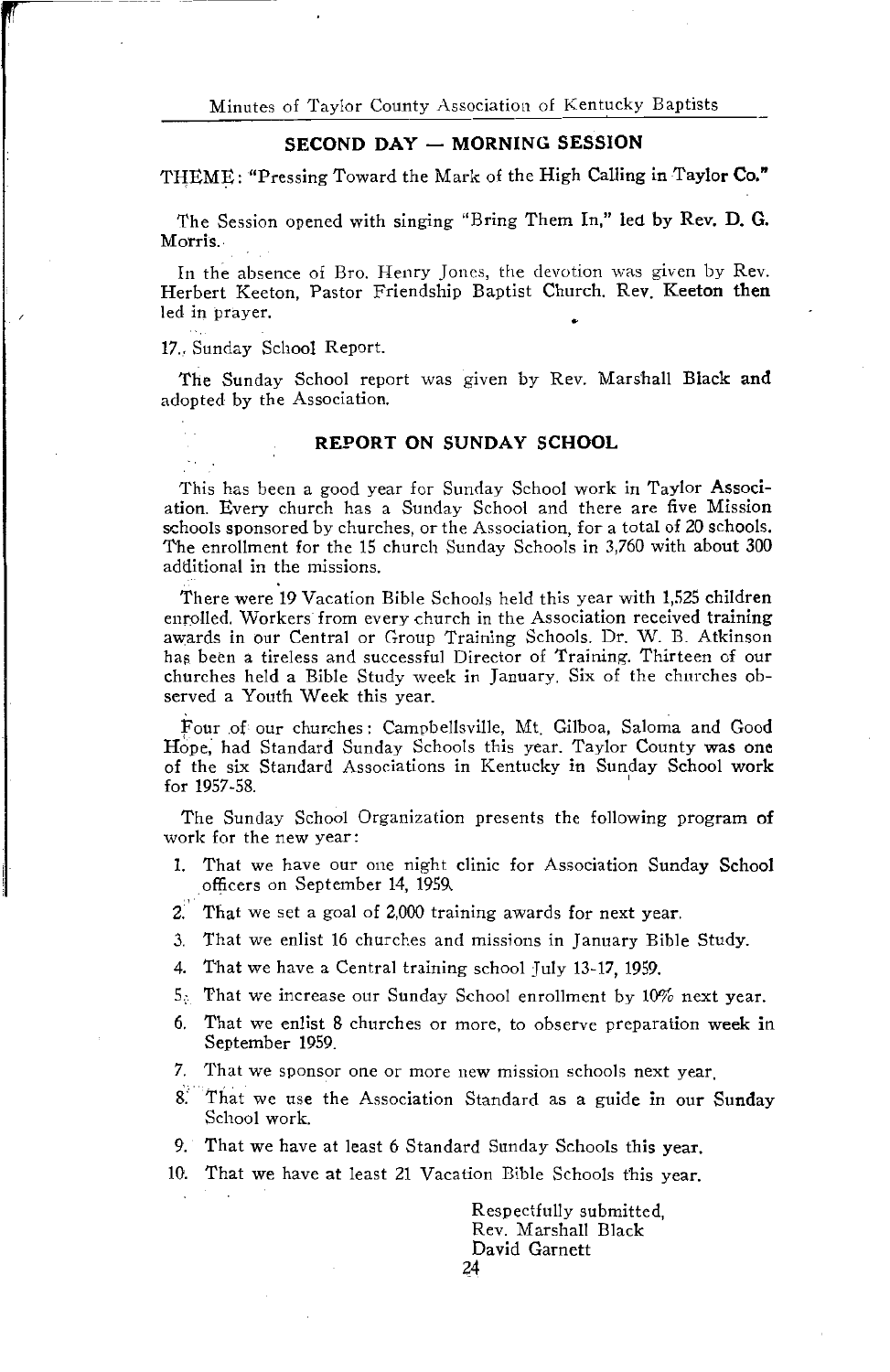## SECOND DAY — MORNING SESSION

THEME: "Pressing Toward the Mark of the High Calling in Taylor Co."

The Session opened with singing "Bring Them In," led by Rev. D. G. Morris.

In the absence of Bro. Henry Jones, the devotion was given by Rev. Herbert Keeton, Pastor Friendship Baptist Church. Rev. Keeton then led in prayer.

17. Sunday School Report.

The Sunday School report was given by Rev. Marshall Black and adopted by the Association.

### REPORT ON SUNDAY SCHOOL

This has been a good year for Sunday School work in Taylor Association. Every church has a Sunday School and there are five Mission schools sponsored by churches, or the Association, for a total of 20 schools. The enrollment for the 15 church Sunday Schools in 3,760 with about 300 additional in the missions.

There were 19 Vacation Bible Schools held this year with 1,525 children enrolled. Workers from every church in the Association received training awards in our Central or Group Training Schools. Dr. W. B. Atkinson has been a tireless and successful Director of Training. Thirteen of our churches held a Bible Study week in January. Six of the churches observed a Youth Week this year.

Four of our churches: Campbellsville, Mt. Gilboa, Saloma and Good Hope, had Standard Sunday Schools this year. Taylor County was one of the six Standard Associations in Kentucky in Sunday School work for 1957-58.

The Sunday School Organization presents the following program of work for the new year:

1. That we have our one night clinic for Association Sunday School officers on September 14, 1959.
2. That we set a goal of 2,000 training awards for next year.
3. That we enlist 16 churches and missions in January Bible Study.
4. That we have a Central training school July 13-17, 1959.
5. That we increase our Sunday School enrollment by 10% next year.
6. That we enlist 8 churches or more, to observe preparation week in September 1959.
7. That we sponsor one or more new mission schools next year.
8. That we use the Association Standard as a guide in our Sunday School work.
9. That we have at least 6 Standard Sunday Schools this year.
10. That we have at least 21 Vacation Bible Schools this year.

Respectfully submitted,
Rev. Marshall Black
David Garnett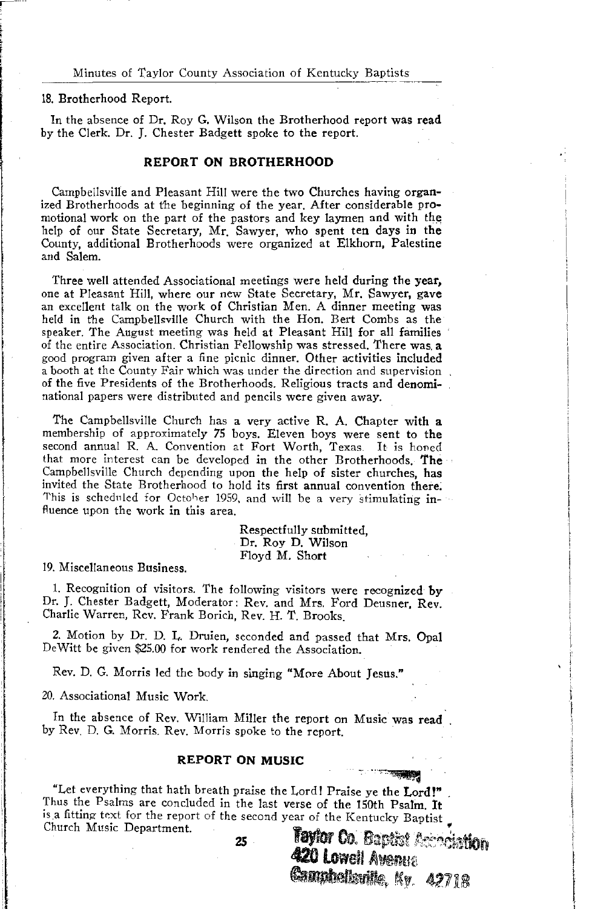18. Brotherhood Report.

In the absence of Dr. Roy G. Wilson the Brotherhood report was read by the Clerk. Dr. J. Chester Badgett spoke to the report.

## REPORT ON BROTHERHOOD

Campbellsville and Pleasant Hill were the two Churches having organized Brotherhoods at the beginning of the year. After considerable promotional work on the part of the pastors and key laymen and with the help of our State Secretary, Mr. Sawyer, who spent ten days in the County, additional Brotherhoods were organized at Elkhorn, Palestine and Salem.

Three well attended Associational meetings were held during the year, one at Pleasant Hill, where our new State Secretary, Mr. Sawyer, gave an excellent talk on the work of Christian Men. A dinner meeting was held in the Campbellsville Church with the Hon. Bert Combs as the speaker. The August meeting was held at Pleasant Hill for all families of the entire Association. Christian Fellowship was stressed. There was a good program given after a fine picnic dinner. Other activities included a booth at the County Fair which was under the direction and supervision of the five Presidents of the Brotherhoods. Religious tracts and denominational papers were distributed and pencils were given away.

The Campbellsville Church has a very active R. A. Chapter with a membership of approximately 75 boys. Eleven boys were sent to the second annual R. A. Convention at Fort Worth, Texas. It is hoped that more interest can be developed in the other Brotherhoods. The Campbellsville Church depending upon the help of sister churches, has invited the State Brotherhood to hold its first annual convention there. This is scheduled for October 1959, and will be a very stimulating influence upon the work in this area.

Respectfully submitted,
Dr. Roy D. Wilson
Floyd M. Short

19. Miscellaneous Business.

1. Recognition of visitors. The following visitors were recognized by Dr. J. Chester Badgett, Moderator: Rev. and Mrs. Ford Deusner, Rev. Charlie Warren, Rev. Frank Borich, Rev. H. T. Brooks.

2. Motion by Dr. D. L. Druien, seconded and passed that Mrs. Opal DeWitt be given $25.00 for work rendered the Association.

Rev. D. G. Morris led the body in singing "More About Jesus."

20. Associational Music Work.

In the absence of Rev. William Miller the report on Music was read by Rev. D. G. Morris. Rev. Morris spoke to the report.

## REPORT ON MUSIC

"Let everything that hath breath praise the Lord! Praise ye the Lord!" Thus the Psalms are concluded in the last verse of the 150th Psalm. It is a fitting text for the report of the second year of the Kentucky Baptist Church Music Department.

Taylor Co. Baptist Association
420 Lowell Avenue
Campbellsville, Ky. 42718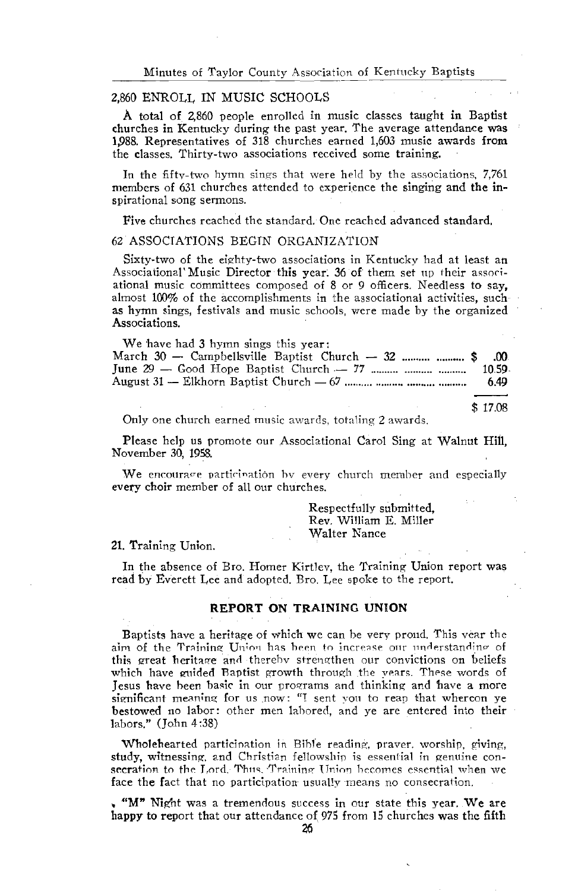### 2,860 ENROLL IN MUSIC SCHOOLS

A total of 2,860 people enrolled in music classes taught in Baptist churches in Kentucky during the past year. The average attendance was 1,988. Representatives of 318 churches earned 1,603 music awards from the classes. Thirty-two associations received some training.

In the fifty-two hymn sings that were held by the associations, 7,761 members of 631 churches attended to experience the singing and the inspirational song sermons.

Five churches reached the standard. One reached advanced standard.

### 62 ASSOCIATIONS BEGIN ORGANIZATION

Sixty-two of the eighty-two associations in Kentucky had at least an Associational Music Director this year. 36 of them set up their associational music committees composed of 8 or 9 officers. Needless to say, almost 100% of the accomplishments in the associational activities, such as hymn sings, festivals and music schools, were made by the organized Associations.

We have had 3 hymn sings this year:

| | |
|---|---|
| March 30 — Campbellsville Baptist Church — 32 | $ .00 |
| June 29 — Good Hope Baptist Church — 77 | 10.59 |
| August 31 — Elkhorn Baptist Church — 67 | 6.49 |
| | $ 17.08 |

Only one church earned music awards, totaling 2 awards.

Please help us promote our Associational Carol Sing at Walnut Hill, November 30, 1958.

We encourage participation by every church member and especially every choir member of all our churches.

Respectfully submitted,
Rev. William E. Miller
Walter Nance

21. Training Union.

In the absence of Bro. Homer Kirtley, the Training Union report was read by Everett Lee and adopted. Bro. Lee spoke to the report.

## REPORT ON TRAINING UNION

Baptists have a heritage of which we can be very proud. This year the aim of the Training Union has been to increase our understanding of this great heritage and thereby strengthen our convictions on beliefs which have guided Baptist growth through the years. These words of Jesus have been basic in our programs and thinking and have a more significant meaning for us now: "I sent you to reap that whereon ye bestowed no labor: other men labored, and ye are entered into their labors." (John 4:38)

Wholehearted participation in Bible reading, prayer, worship, giving, study, witnessing, and Christian fellowship is essential in genuine consecration to the Lord. Thus, Training Union becomes essential when we face the fact that no participation usually means no consecration.

"M" Night was a tremendous success in our state this year. We are happy to report that our attendance of 975 from 15 churches was the fifth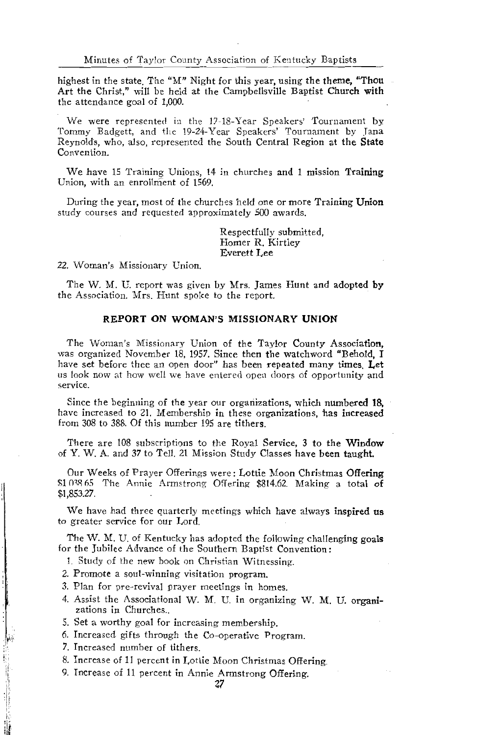highest in the state. The "M" Night for this year, using the theme, "Thou Art the Christ," will be held at the Campbellsville Baptist Church with the attendance goal of 1,000.

We were represented in the 17-18-Year Speakers' Tournament by Tommy Badgett, and the 19-24-Year Speakers' Tournament by Jana Reynolds, who, also, represented the South Central Region at the State Convention.

We have 15 Training Unions, 14 in churches and 1 mission Training Union, with an enrollment of 1569.

During the year, most of the churches held one or more Training Union study courses and requested approximately 500 awards.

Respectfully submitted,
Homer R. Kirtley
Everett Lee

22. Woman's Missionary Union.

The W. M. U. report was given by Mrs. James Hunt and adopted by the Association. Mrs. Hunt spoke to the report.

## REPORT ON WOMAN'S MISSIONARY UNION

The Woman's Missionary Union of the Taylor County Association, was organized November 18, 1957. Since then the watchword "Behold, I have set before thee an open door" has been repeated many times. Let us look now at how well we have entered open doors of opportunity and service.

Since the beginning of the year our organizations, which numbered 18, have increased to 21. Membership in these organizations, has increased from 308 to 388. Of this number 195 are tithers.

There are 108 subscriptions to the Royal Service, 3 to the Window of Y. W. A. and 37 to Tell. 21 Mission Study Classes have been taught.

Our Weeks of Prayer Offerings were: Lottie Moon Christmas Offering $1,038.65 The Annie Armstrong Offering $814.62. Making a total of $1,853.27.

We have had three quarterly meetings which have always inspired us to greater service for our Lord.

The W. M. U. of Kentucky has adopted the following challenging goals for the Jubilee Advance of the Southern Baptist Convention:

1. Study of the new book on Christian Witnessing.
2. Promote a soul-winning visitation program.
3. Plan for pre-revival prayer meetings in homes.
4. Assist the Associational W. M. U. in organizing W. M. U. organizations in Churches..
5. Set a worthy goal for increasing membership.
6. Increased gifts through the Co-operative Program.
7. Increased number of tithers.
8. Increase of 11 percent in Lottie Moon Christmas Offering.
9. Increase of 11 percent in Annie Armstrong Offering.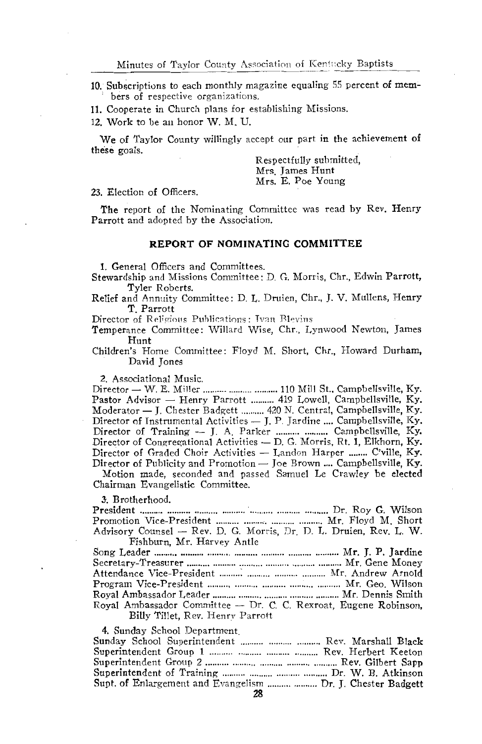10. Subscriptions to each monthly magazine equaling 55 percent of members of respective organizations.

11. Cooperate in Church plans for establishing Missions.

12. Work to be an honor W. M. U.

We of Taylor County willingly accept our part in the achievement of these goals.

Respectfully submitted,
Mrs. James Hunt
Mrs. E. Poe Young

23. Election of Officers.

The report of the Nominating Committee was read by Rev. Henry Parrott and adopted by the Association.

## REPORT OF NOMINATING COMMITTEE

1. General Officers and Committees.

Stewardship and Missions Committee: D. G. Morris, Chr., Edwin Parrott, Tyler Roberts.

Relief and Annuity Committee: D. L. Druien, Chr., J. V. Mullens, Henry T. Parrott

Director of Religious Publications: Ivan Blevins

Temperance Committee: Willard Wise, Chr., Lynwood Newton, James Hunt

Children's Home Committee: Floyd M. Short, Chr., Howard Durham, David Jones

2. Associational Music.

Director — W. E. Miller .......... .......... .......... 110 Mill St., Campbellsville, Ky.
Pastor Advisor — Henry Parrott .......... 419 Lowell, Campbellsville, Ky.
Moderator — J. Chester Badgett .......... 420 N. Central, Campbellsville, Ky.
Director of Instrumental Activities — J. P. Jardine .... Campbellsville, Ky.
Director of Training — J. A. Parker .......... .......... Campbellsville, Ky.
Director of Congregational Activities — D. G. Morris, Rt. 1, Elkhorn, Ky.
Director of Graded Choir Activities — Landon Harper ........ C'ville, Ky.
Director of Publicity and Promotion — Joe Brown .... Campbellsville, Ky.

Motion made, seconded and passed Samuel Le Crawley be elected Chairman Evangelistic Committee.

3. Brotherhood.

President .......... .......... .......... .......... .......... .......... .......... Dr. Roy G. Wilson
Promotion Vice-President .......... .......... .......... .......... Mr. Floyd M. Short
Advisory Counsel — Rev. D. G. Morris, Dr. D. L. Druien, Rev. L. W. Fishburn, Mr. Harvey Antle
Song Leader .......... .......... .......... .......... .......... .......... .......... Mr. J. P. Jardine
Secretary-Treasurer .......... .......... .......... .......... .......... .......... Mr. Gene Money
Attendance Vice-President .......... .......... .......... .......... Mr. Andrew Arnold
Program Vice-President .......... .......... .......... .......... .......... Mr. Geo. Wilson
Royal Ambassador Leader .......... .......... .......... .......... .......... Mr. Dennis Smith
Royal Ambassador Committee — Dr. C. C. Rexroat, Eugene Robinson, Billy Tillet, Rev. Henry Parrott

4. Sunday School Department.

Sunday School Superintendent .......... .......... .......... Rev. Marshall Black
Superintendent Group 1 .......... .......... .......... .......... Rev. Herbert Keeton
Superintendent Group 2 .......... .......... .......... .......... .......... Rev. Gilbert Sapp
Superintendent of Training .......... .......... .......... .......... Dr. W. B. Atkinson
Supt. of Enlargement and Evangelism .......... .......... Dr. J. Chester Badgett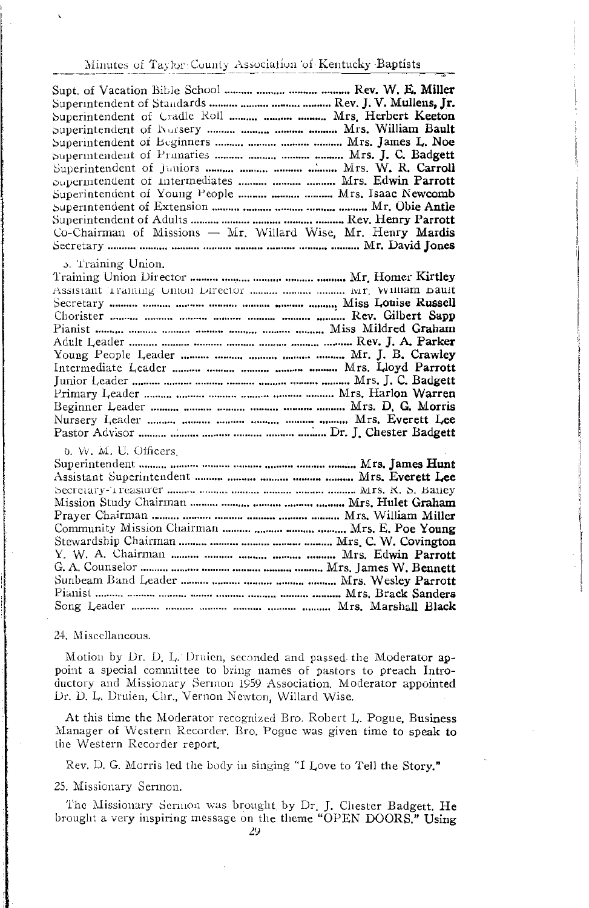Supt. of Vacation Bible School .......... .......... .......... .......... **Rev. W. E. Miller**
Superintendent of Standards .......... .......... .......... .......... **Rev. J. V. Mullens, Jr.**
Superintendent of Cradle Roll .......... .......... .......... **Mrs. Herbert Keeton**
Superintendent of Nursery .......... .......... .......... .......... **Mrs. William Bault**
Superintendent of Beginners .......... .......... .......... .......... **Mrs. James L. Noe**
Superintendent of Primaries .......... .......... .......... .......... **Mrs. J. C. Badgett**
Superintendent of Juniors .......... .......... .......... .......... **Mrs. W. R. Carroll**
Superintendent of Intermediates .......... .......... .......... **Mrs. Edwin Parrott**
Superintendent of Young People .......... .......... .......... **Mrs. Isaac Newcomb**
Superintendent of Extension .......... .......... .......... .......... **Mr. Obie Antle**
Superintendent of Adults .......... .......... .......... .......... .......... **Rev. Henry Parrott**
Co-Chairman of Missions — Mr. Willard Wise, Mr. Henry Mardis
Secretary .......... .......... .......... .......... .......... .......... .......... .......... **Mr. David Jones**

5. Training Union.

Training Union Director .......... .......... .......... .......... .......... **Mr. Homer Kirtley**
Assistant Training Union Director .......... .......... .......... **Mr. William Bault**
Secretary .......... .......... .......... .......... .......... .......... .......... **Miss Louise Russell**
Chorister .......... .......... .......... .......... .......... .......... .......... **Rev. Gilbert Sapp**
Pianist .......... .......... .......... .......... .......... .......... .......... **Miss Mildred Graham**
Adult Leader .......... .......... .......... .......... .......... .......... .......... **Rev. J. A. Parker**
Young People Leader .......... .......... .......... .......... .......... **Mr. J. B. Crawley**
Intermediate Leader .......... .......... .......... .......... .......... **Mrs. Lloyd Parrott**
Junior Leader .......... .......... .......... .......... .......... .......... .......... **Mrs. J. C. Badgett**
Primary Leader .......... .......... .......... .......... .......... .......... **Mrs. Harlon Warren**
Beginner Leader .......... .......... .......... .......... .......... .......... **Mrs. D. G. Morris**
Nursery Leader .......... .......... .......... .......... .......... .......... **Mrs. Everett Lee**
Pastor Advisor .......... .......... .......... .......... .......... .......... **Dr. J. Chester Badgett**

6. W. M. U. Officers.

Superintendent .......... .......... .......... .......... .......... .......... .......... **Mrs. James Hunt**
Assistant Superintendent .......... .......... .......... .......... .......... **Mrs. Everett Lee**
Secretary-Treasurer .......... .......... .......... .......... .......... .......... **Mrs. R. S. Bailey**
Mission Study Chairman .......... .......... .......... .......... .......... **Mrs. Hulet Graham**
Prayer Chairman .......... .......... .......... .......... .......... .......... **Mrs. William Miller**
Community Mission Chairman .......... .......... .......... .......... **Mrs. E. Poe Young**
Stewardship Chairman .......... .......... .......... .......... .......... **Mrs. C. W. Covington**
Y. W. A. Chairman .......... .......... .......... .......... .......... **Mrs. Edwin Parrott**
G. A. Counselor .......... .......... .......... .......... .......... .......... **Mrs. James W. Bennett**
Sunbeam Band Leader .......... .......... .......... .......... .......... **Mrs. Wesley Parrott**
Pianist .......... .......... .......... .......... .......... .......... .......... .......... **Mrs. Brack Sanders**
Song Leader .......... .......... .......... .......... .......... .......... **Mrs. Marshall Black**

24. Miscellaneous.

Motion by Dr. D. L. Druien, seconded and passed the Moderator appoint a special committee to bring names of pastors to preach Introductory and Missionary Sermon 1959 Association. Moderator appointed Dr. D. L. Druien, Chr., Vernon Newton, Willard Wise.

At this time the Moderator recognized Bro. Robert L. Pogue, Business Manager of Western Recorder. Bro. Pogue was given time to speak to the Western Recorder report.

Rev. D. G. Morris led the body in singing "I Love to Tell the Story."

25. Missionary Sermon.

The Missionary Sermon was brought by Dr. J. Chester Badgett. He brought a very inspiring message on the theme "OPEN DOORS." Using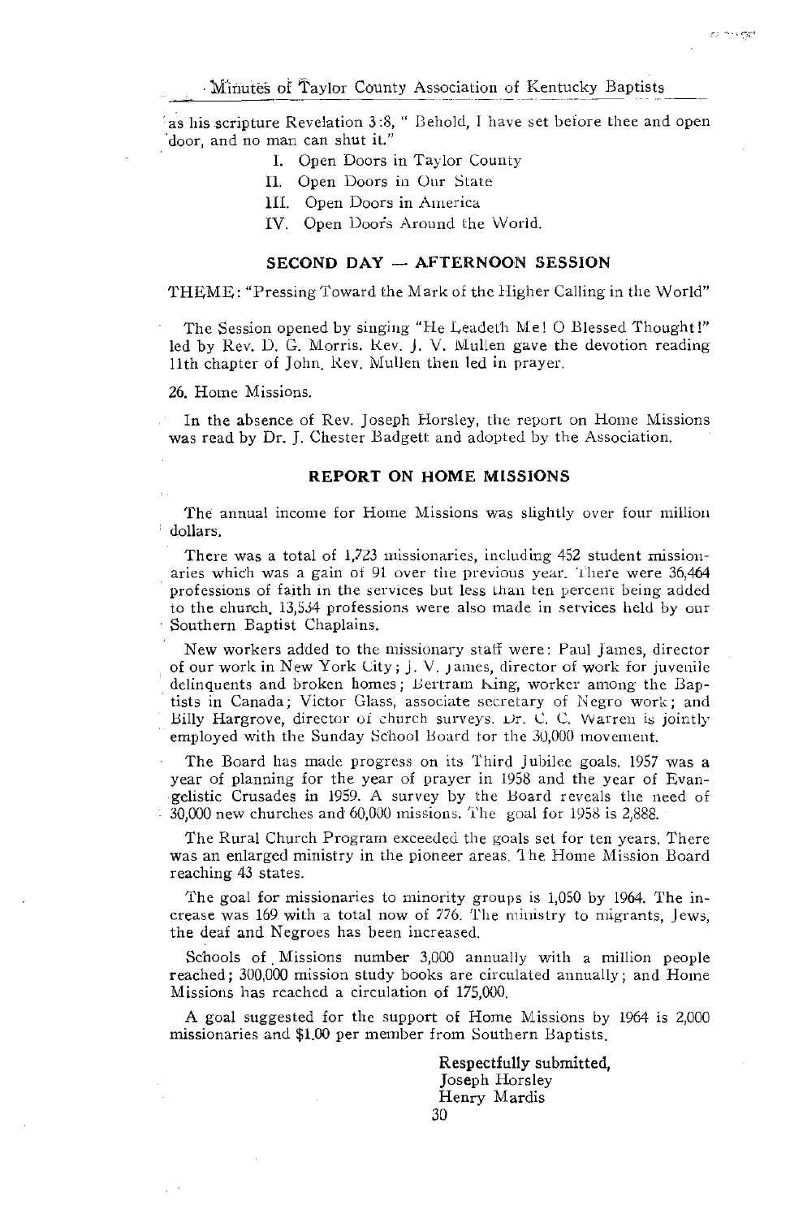as his scripture Revelation 3:8, " Behold, I have set before thee and open door, and no man can shut it."

I. Open Doors in Taylor County
II. Open Doors in Our State
III. Open Doors in America
IV. Open Doors Around the World.

## SECOND DAY — AFTERNOON SESSION

THEME: "Pressing Toward the Mark of the Higher Calling in the World"

The Session opened by singing "He Leadeth Me! O Blessed Thought!" led by Rev. D. G. Morris. Rev. J. V. Mullen gave the devotion reading 11th chapter of John. Rev. Mullen then led in prayer.

26. Home Missions.

In the absence of Rev. Joseph Horsley, the report on Home Missions was read by Dr. J. Chester Badgett and adopted by the Association.

## REPORT ON HOME MISSIONS

The annual income for Home Missions was slightly over four million dollars.

There was a total of 1,723 missionaries, including 452 student missionaries which was a gain of 91 over the previous year. There were 36,464 professions of faith in the services but less than ten percent being added to the church. 13,534 professions were also made in services held by our Southern Baptist Chaplains.

New workers added to the missionary staff were: Paul James, director of our work in New York City; J. V. James, director of work for juvenile delinquents and broken homes; Bertram King, worker among the Baptists in Canada; Victor Glass, associate secretary of Negro work; and Billy Hargrove, director of church surveys. Dr. C. C. Warren is jointly employed with the Sunday School Board for the 30,000 movement.

The Board has made progress on its Third Jubilee goals. 1957 was a year of planning for the year of prayer in 1958 and the year of Evangelistic Crusades in 1959. A survey by the Board reveals the need of 30,000 new churches and 60,000 missions. The goal for 1958 is 2,888.

The Rural Church Program exceeded the goals set for ten years. There was an enlarged ministry in the pioneer areas. The Home Mission Board reaching 43 states.

The goal for missionaries to minority groups is 1,050 by 1964. The increase was 169 with a total now of 776. The ministry to migrants, Jews, the deaf and Negroes has been increased.

Schools of Missions number 3,000 annually with a million people reached; 300,000 mission study books are circulated annually; and Home Missions has reached a circulation of 175,000.

A goal suggested for the support of Home Missions by 1964 is 2,000 missionaries and $1.00 per member from Southern Baptists.

**Respectfully submitted,**
Joseph Horsley
Henry Mardis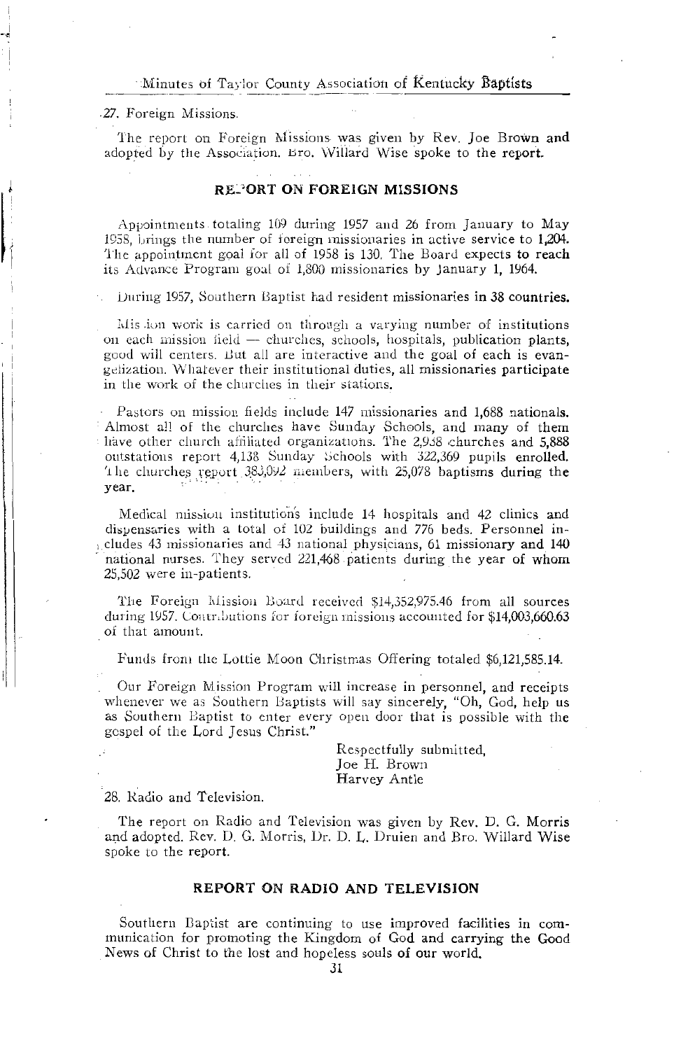27. Foreign Missions.

The report on Foreign Missions was given by Rev. Joe Brown and adopted by the Association. Bro. Willard Wise spoke to the report.

## REPORT ON FOREIGN MISSIONS

Appointments totaling 109 during 1957 and 26 from January to May 1958, brings the number of foreign missionaries in active service to 1,204. The appointment goal for all of 1958 is 130. The Board expects to reach its Advance Program goal of 1,800 missionaries by January 1, 1964.

During 1957, Southern Baptist had resident missionaries in 38 countries.

Mission work is carried on through a varying number of institutions on each mission field — churches, schools, hospitals, publication plants, good will centers. But all are interactive and the goal of each is evangelization. Whatever their institutional duties, all missionaries participate in the work of the churches in their stations.

Pastors on mission fields include 147 missionaries and 1,688 nationals. Almost all of the churches have Sunday Schools, and many of them have other church affiliated organizations. The 2,958 churches and 5,888 outstations report 4,138 Sunday Schools with 322,369 pupils enrolled. The churches report 383,092 members, with 25,078 baptisms during the year.

Medical mission institutions include 14 hospitals and 42 clinics and dispensaries with a total of 102 buildings and 776 beds. Personnel includes 43 missionaries and 43 national physicians, 61 missionary and 140 national nurses. They served 221,468 patients during the year of whom 25,502 were in-patients.

The Foreign Mission Board received $14,352,975.46 from all sources during 1957. Contributions for foreign missions accounted for $14,003,660.63 of that amount.

Funds from the Lottie Moon Christmas Offering totaled $6,121,585.14.

Our Foreign Mission Program will increase in personnel, and receipts whenever we as Southern Baptists will say sincerely, "Oh, God, help us as Southern Baptist to enter every open door that is possible with the gospel of the Lord Jesus Christ."

Respectfully submitted,
Joe H. Brown
Harvey Antle

28. Radio and Television.

The report on Radio and Television was given by Rev. D. G. Morris and adopted. Rev. D. G. Morris, Dr. D. L. Druien and Bro. Willard Wise spoke to the report.

## REPORT ON RADIO AND TELEVISION

Southern Baptist are continuing to use improved facilities in communication for promoting the Kingdom of God and carrying the Good News of Christ to the lost and hopeless souls of our world.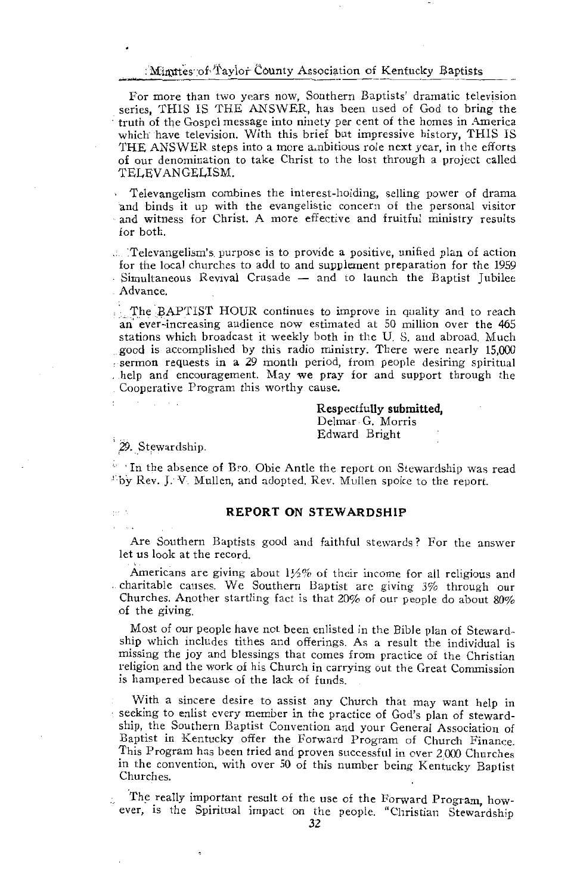For more than two years now, Southern Baptists' dramatic television series, THIS IS THE ANSWER, has been used of God to bring the truth of the Gospel message into ninety per cent of the homes in America which have television. With this brief but impressive history, THIS IS THE ANSWER steps into a more ambitious role next year, in the efforts of our denomination to take Christ to the lost through a project called TELEVANGELISM.

Televangelism combines the interest-holding, selling power of drama and binds it up with the evangelistic concern of the personal visitor and witness for Christ. A more effective and fruitful ministry results for both.

Televangelism's purpose is to provide a positive, unified plan of action for the local churches to add to and supplement preparation for the 1959 Simultaneous Revival Crusade — and to launch the Baptist Jubilee Advance.

The BAPTIST HOUR continues to improve in quality and to reach an ever-increasing audience now estimated at 50 million over the 465 stations which broadcast it weekly both in the U. S. and abroad. Much good is accomplished by this radio ministry. There were nearly 15,000 sermon requests in a 29 month period, from people desiring spiritual help and encouragement. May we pray for and support through the Cooperative Program this worthy cause.

**Respectfully submitted,**
Delmar G. Morris
Edward Bright

29. Stewardship.

In the absence of Bro. Obie Antle the report on Stewardship was read by Rev. J. V. Mullen, and adopted. Rev. Mullen spoke to the report.

## REPORT ON STEWARDSHIP

Are Southern Baptists good and faithful stewards? For the answer let us look at the record.

Americans are giving about 1½% of their income for all religious and charitable causes. We Southern Baptist are giving 3% through our Churches. Another startling fact is that 20% of our people do about 80% of the giving.

Most of our people have not been enlisted in the Bible plan of Stewardship which includes tithes and offerings. As a result the individual is missing the joy and blessings that comes from practice of the Christian religion and the work of his Church in carrying out the Great Commission is hampered because of the lack of funds.

With a sincere desire to assist any Church that may want help in seeking to enlist every member in the practice of God's plan of stewardship, the Southern Baptist Convention and your General Association of Baptist in Kentucky offer the Forward Program of Church Finance. This Program has been tried and proven successful in over 2,000 Churches in the convention, with over 50 of this number being Kentucky Baptist Churches.

The really important result of the use of the Forward Program, however, is the Spiritual impact on the people. "Christian Stewardship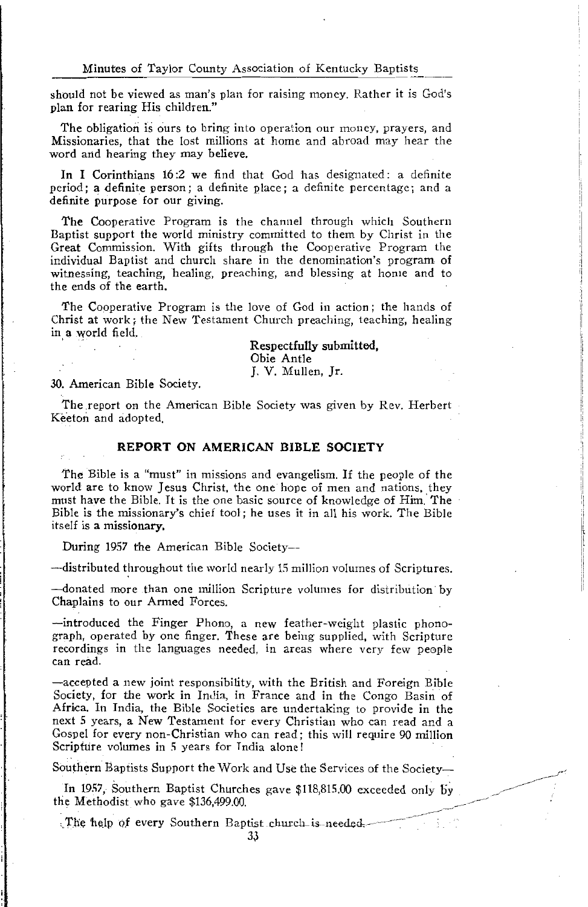should not be viewed as man's plan for raising money. Rather it is God's plan for rearing His children."

The obligation is ours to bring into operation our money, prayers, and Missionaries, that the lost millions at home and abroad may hear the word and hearing they may believe.

In I Corinthians 16:2 we find that God has designated: a definite period; a definite person; a definite place; a definite percentage; and a definite purpose for our giving.

The Cooperative Program is the channel through which Southern Baptist support the world ministry committed to them by Christ in the Great Commission. With gifts through the Cooperative Program the individual Baptist and church share in the denomination's program of witnessing, teaching, healing, preaching, and blessing at home and to the ends of the earth.

The Cooperative Program is the love of God in action; the hands of Christ at work; the New Testament Church preaching, teaching, healing in a world field.

Respectfully submitted,
Obie Antle
J. V. Mullen, Jr.

30. American Bible Society.

The report on the American Bible Society was given by Rev. Herbert Keeton and adopted.

## REPORT ON AMERICAN BIBLE SOCIETY

The Bible is a "must" in missions and evangelism. If the people of the world are to know Jesus Christ, the one hope of men and nations, they must have the Bible. It is the one basic source of knowledge of Him. The Bible is the missionary's chief tool; he uses it in all his work. The Bible itself is a missionary.

During 1957 the American Bible Society—

—distributed throughout the world nearly 15 million volumes of Scriptures.

—donated more than one million Scripture volumes for distribution by Chaplains to our Armed Forces.

—introduced the Finger Phono, a new feather-weight plastic phonograph, operated by one finger. These are being supplied, with Scripture recordings in the languages needed, in areas where very few people can read.

—accepted a new joint responsibility, with the British and Foreign Bible Society, for the work in India, in France and in the Congo Basin of Africa. In India, the Bible Societies are undertaking to provide in the next 5 years, a New Testament for every Christian who can read and a Gospel for every non-Christian who can read; this will require 90 million Scripture volumes in 5 years for India alone!

Southern Baptists Support the Work and Use the Services of the Society—

In 1957, Southern Baptist Churches gave $118,815.00 exceeded only by the Methodist who gave $136,499.00.

The help of every Southern Baptist church is needed.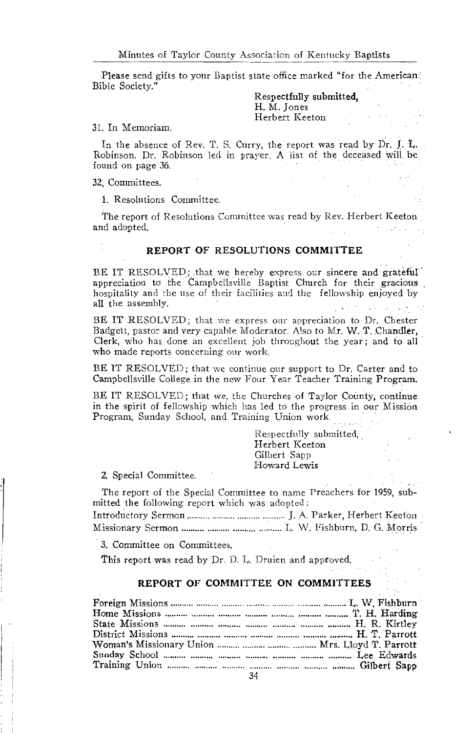Please send gifts to your Baptist state office marked "for the American Bible Society."

Respectfully submitted,
H. M. Jones
Herbert Keeton

31. In Memoriam.

In the absence of Rev. T. S. Curry, the report was read by Dr. J. L. Robinson. Dr. Robinson led in prayer. A list of the deceased will be found on page 36.

32. Committees.

1. Resolutions Committee.

The report of Resolutions Committee was read by Rev. Herbert Keeton and adopted.

## REPORT OF RESOLUTIONS COMMITTEE

BE IT RESOLVED; that we hereby express our sincere and grateful appreciation to the Campbellsville Baptist Church for their gracious hospitality and the use of their facilities and the fellowship enjoyed by all the assembly.

BE IT RESOLVED; that we express our appreciation to Dr. Chester Badgett, pastor and very capable Moderator. Also to Mr. W. T. Chandler, Clerk, who has done an excellent job throughout the year; and to all who made reports concerning our work.

BE IT RESOLVED; that we continue our support to Dr. Carter and to Campbellsville College in the new Four Year Teacher Training Program.

BE IT RESOLVED; that we, the Churches of Taylor County, continue in the spirit of fellowship which has led to the progress in our Mission Program, Sunday School, and Training Union work.

Respectfully submitted,
Herbert Keeton
Gilbert Sapp
Howard Lewis

2. Special Committee.

The report of the Special Committee to name Preachers for 1959, submitted the following report which was adopted:

Introductory Sermon .......... .......... .......... .......... J. A. Parker, Herbert Keeton
Missionary Sermon .......... .......... .......... .......... L. W. Fishburn, D. G. Morris

3. Committee on Committees.

This report was read by Dr. D. L. Druien and approved.

## REPORT OF COMMITTEE ON COMMITTEES

Foreign Missions .......... L. W. Fishburn
Home Missions .......... T. H. Harding
State Missions .......... H. R. Kirtley
District Missions .......... H. T. Parrott
Woman's Missionary Union .......... Mrs. Lloyd T. Parrott
Sunday School .......... Lee Edwards
Training Union .......... Gilbert Sapp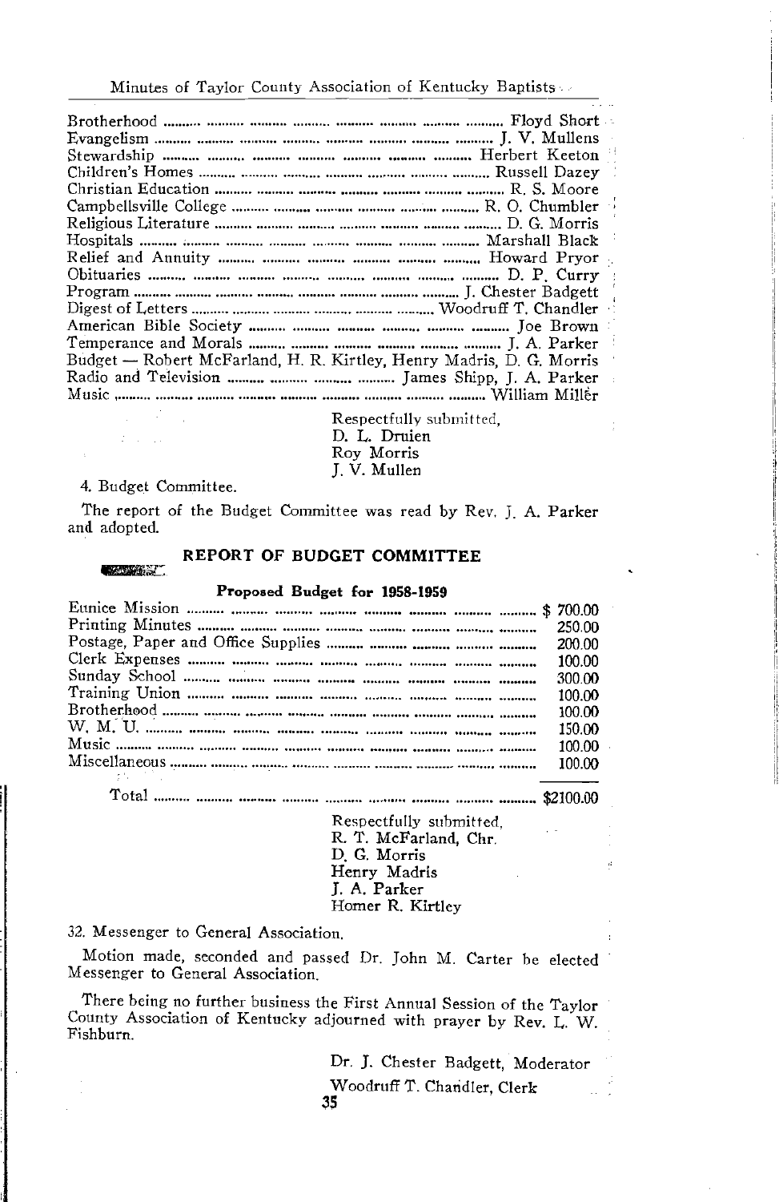| | |
|---|---|
| Brotherhood | Floyd Short |
| Evangelism | J. V. Mullens |
| Stewardship | Herbert Keeton |
| Children's Homes | Russell Dazey |
| Christian Education | R. S. Moore |
| Campbellsville College | R. O. Chumbler |
| Religious Literature | D. G. Morris |
| Hospitals | Marshall Black |
| Relief and Annuity | Howard Pryor |
| Obituaries | D. P. Curry |
| Program | J. Chester Badgett |
| Digest of Letters | Woodruff T. Chandler |
| American Bible Society | Joe Brown |
| Temperance and Morals | J. A. Parker |
| Budget — Robert McFarland, H. R. Kirtley, Henry Madris, D. G. Morris | |
| Radio and Television | James Shipp, J. A. Parker |
| Music | William Miller |

Respectfully submitted,
D. L. Druien
Roy Morris
J. V. Mullen

4. Budget Committee.

The report of the Budget Committee was read by Rev. J. A. Parker and adopted.

## REPORT OF BUDGET COMMITTEE

### Proposed Budget for 1958-1959

| | |
|---|---|
| Eunice Mission | $ 700.00 |
| Printing Minutes | 250.00 |
| Postage, Paper and Office Supplies | 200.00 |
| Clerk Expenses | 100.00 |
| Sunday School | 300.00 |
| Training Union | 100.00 |
| Brotherhood | 100.00 |
| W. M. U. | 150.00 |
| Music | 100.00 |
| Miscellaneous | 100.00 |
| Total | $2100.00 |

Respectfully submitted,
R. T. McFarland, Chr.
D. G. Morris
Henry Madris
J. A. Parker
Homer R. Kirtley

32. Messenger to General Association.

Motion made, seconded and passed Dr. John M. Carter be elected Messenger to General Association.

There being no further business the First Annual Session of the Taylor County Association of Kentucky adjourned with prayer by Rev. L. W. Fishburn.

Dr. J. Chester Badgett, Moderator
Woodruff T. Chandler, Clerk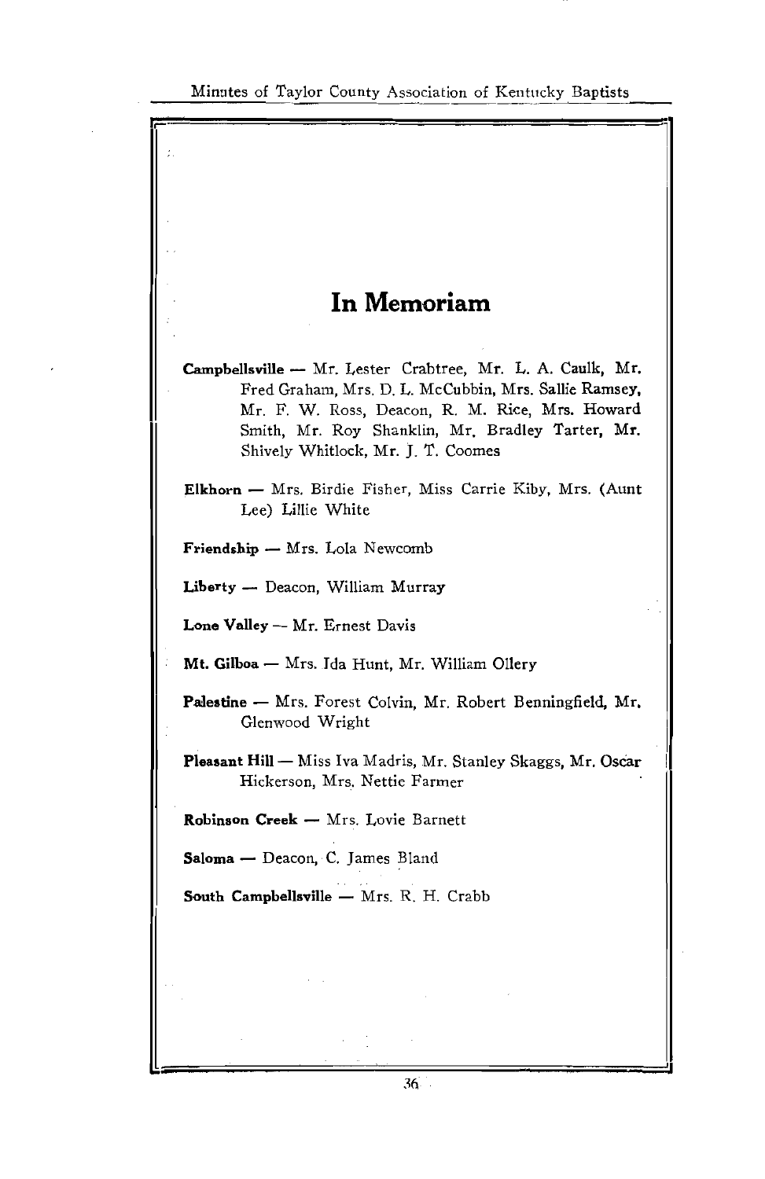# In Memoriam

**Campbellsville** — Mr. Lester Crabtree, Mr. L. A. Caulk, Mr. Fred Graham, Mrs. D. L. McCubbin, Mrs. Sallie Ramsey, Mr. F. W. Ross, Deacon, R. M. Rice, Mrs. Howard Smith, Mr. Roy Shanklin, Mr. Bradley Tarter, Mr. Shively Whitlock, Mr. J. T. Coomes

**Elkhorn** — Mrs. Birdie Fisher, Miss Carrie Kiby, Mrs. (Aunt Lee) Lillie White

**Friendship** — Mrs. Lola Newcomb

**Liberty** — Deacon, William Murray

**Lone Valley** — Mr. Ernest Davis

**Mt. Gilboa** — Mrs. Ida Hunt, Mr. William Ollery

**Palestine** — Mrs. Forest Colvin, Mr. Robert Benningfield, Mr. Glenwood Wright

**Pleasant Hill** — Miss Iva Madris, Mr. Stanley Skaggs, Mr. Oscar Hickerson, Mrs. Nettie Farmer

**Robinson Creek** — Mrs. Lovie Barnett

**Saloma** — Deacon, C. James Bland

**South Campbellsville** — Mrs. R. H. Crabb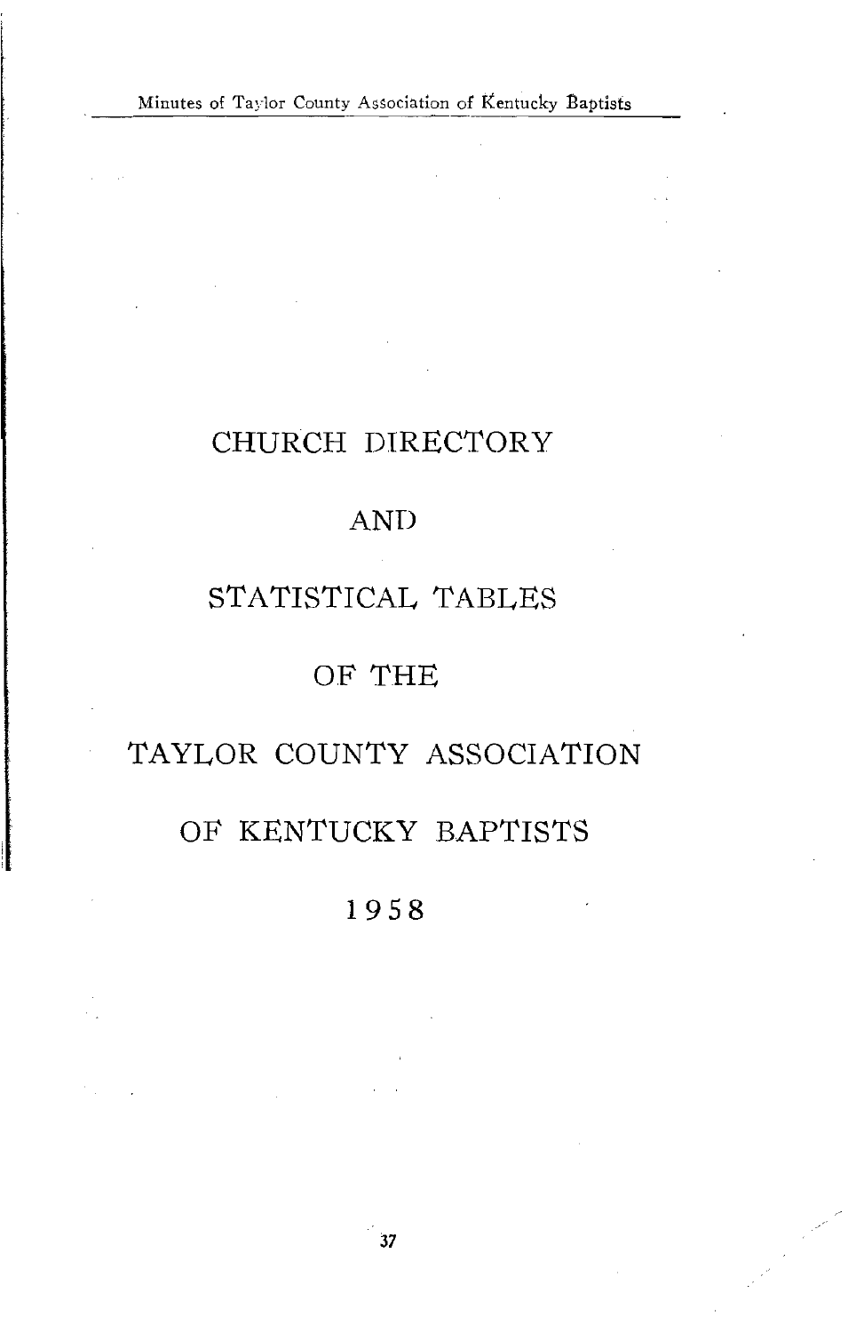# CHURCH DIRECTORY

# AND

# STATISTICAL TABLES

# OF THE

# TAYLOR COUNTY ASSOCIATION

# OF KENTUCKY BAPTISTS

# 1958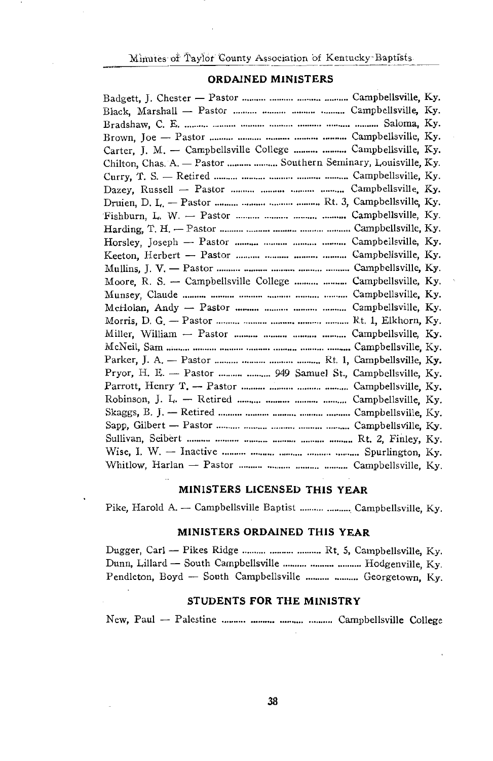## ORDAINED MINISTERS

Badgett, J. Chester — Pastor .......... .......... .......... .......... Campbellsville, Ky.
Black, Marshall — Pastor .......... .......... .......... .......... Campbellsville, Ky.
Bradshaw, C. E. .......... .......... .......... .......... .......... .......... .......... Saloma, Ky.
Brown, Joe — Pastor .......... .......... .......... .......... .......... Campbellsville, Ky.
Carter, J. M. — Campbellsville College .......... .......... Campbellsville, Ky.
Chilton, Chas. A. — Pastor .......... .......... Southern Seminary, Louisville, Ky.
Curry, T. S. — Retired .......... .......... .......... .......... .......... Campbellsville, Ky.
Dazey, Russell — Pastor .......... .......... .......... .......... Campbellsville, Ky.
Druien, D. L. — Pastor .......... .......... .......... .......... Rt. 3, Campbellsville, Ky.
Fishburn, L. W. — Pastor .......... .......... .......... .......... Campbellsville, Ky.
Harding, T. H. — Pastor .......... .......... .......... .......... .......... Campbellsville, Ky.
Horsley, Joseph — Pastor .......... .......... .......... .......... Campbellsville, Ky.
Keeton, Herbert — Pastor .......... .......... .......... .......... Campbellsville, Ky.
Mullins, J. V. — Pastor .......... .......... .......... .......... .......... Campbellsville, Ky.
Moore, R. S. — Campbellsville College .......... .......... Campbellsville, Ky.
Munsey, Claude .......... .......... .......... .......... .......... .......... Campbellsville, Ky.
McHolan, Andy — Pastor .......... .......... .......... .......... Campbellsville, Ky.
Morris, D. G. — Pastor .......... .......... .......... .......... .......... Rt. 1, Elkhorn, Ky.
Miller, William — Pastor .......... .......... .......... .......... Campbellsville, Ky.
McNeil, Sam .......... .......... .......... .......... .......... .......... .......... Campbellsville, Ky.
Parker, J. A. — Pastor .......... .......... .......... .......... Rt. 1, Campbellsville, Ky.
Pryor, H. E. — Pastor .......... .......... 949 Samuel St., Campbellsville, Ky.
Parrott, Henry T. — Pastor .......... .......... .......... .......... Campbellsville, Ky.
Robinson, J. L. — Retired .......... .......... .......... .......... Campbellsville, Ky.
Skaggs, B. J. — Retired .......... .......... .......... .......... .......... Campbellsville, Ky.
Sapp, Gilbert — Pastor .......... .......... .......... .......... .......... Campbellsville, Ky.
Sullivan, Seibert .......... .......... .......... .......... .......... .......... Rt. 2, Finley, Ky.
Wise, I. W. — Inactive .......... .......... .......... .......... .......... Spurlington, Ky.
Whitlow, Harlan — Pastor .......... .......... .......... .......... Campbellsville, Ky.

## MINISTERS LICENSED THIS YEAR

Pike, Harold A. — Campbellsville Baptist .......... .......... Campbellsville, Ky.

## MINISTERS ORDAINED THIS YEAR

Dugger, Carl — Pikes Ridge .......... .......... .......... Rt. 5, Campbellsville, Ky.
Dunn, Lillard — South Campbellsville .......... .......... .......... Hodgenville, Ky.
Pendleton, Boyd — South Campbellsville .......... .......... Georgetown, Ky.

## STUDENTS FOR THE MINISTRY

New, Paul — Palestine .......... .......... .......... .......... Campbellsville College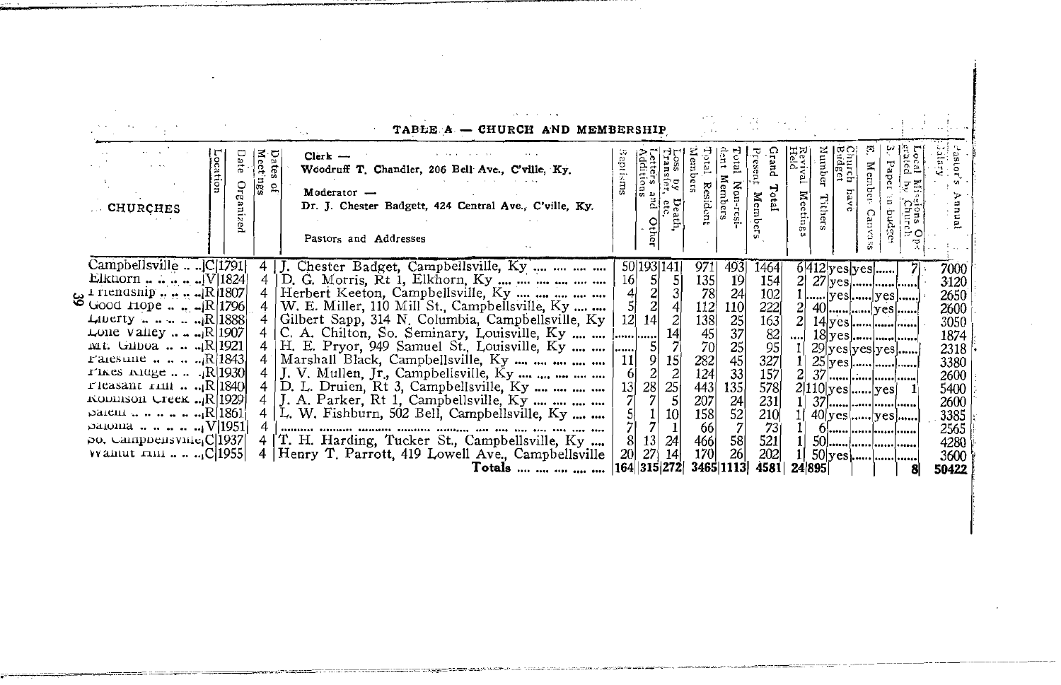## TABLE A — CHURCH AND MEMBERSHIP

| CHURCHES | Location | Date Organized | Dates of Meetings | Clerk — Woodruff T. Chandler, 206 Bell Ave., C'ville, Ky. Moderator — Dr. J. Chester Badgett, 424 Central Ave., C'ville, Ky. Pastors and Addresses | Baptisms | Letters and Other Additions | Loss by Death, Transfer, etc. | Total Resident Members | Total Non-resident Members | Present Members Grand Total | Revival Meetings Held | Number Tithers | Church have Budget | E. Member Canvass | S. Paper in budget | Local Missions Operated by Church | Pastor's Annual Salary |
|---|---|---|---|---|---|---|---|---|---|---|---|---|---|---|---|---|---|
| Campbellsville | C | 1791 | 4 | J. Chester Badget, Campbellsville, Ky .... .... .... .... | 50 | 193 | 141 | 971 | 493 | 1464 | 6 | 412 | yes | yes | ...... | 7 | 7000 |
| Elkhorn | V | 1824 | 4 | D. G. Morris, Rt 1, Elkhorn, Ky .... .... .... .... .... | 16 | 5 | 5 | 135 | 19 | 154 | 2 | 27 | yes | ...... | ...... | ...... | 3120 |
| Friendship | R | 1807 | 4 | Herbert Keeton, Campbellsville, Ky .... .... .... .... | 4 | 2 | 3 | 78 | 24 | 102 | 1 | ...... | yes | ...... | yes | ...... | 2650 |
| Good Hope | R | 1796 | 4 | W. E. Miller, 110 Mill St., Campbellsville, Ky .... .... | 5 | 2 | 4 | 112 | 110 | 222 | 2 | 40 | ...... | ...... | yes | ...... | 2600 |
| Liberty | R | 1888 | 4 | Gilbert Sapp, 314 N. Columbia, Campbellsville, Ky | 12 | 14 | 2 | 138 | 25 | 163 | 2 | 14 | yes | ...... | ...... | ...... | 3050 |
| Lone Valley | R | 1907 | 4 | C. A. Chilton, So. Seminary, Louisville, Ky .... .... | ...... | ...... | 14 | 45 | 37 | 82 | .... | 18 | yes | ...... | ...... | ...... | 1874 |
| Mt. Gilboa | R | 1921 | 4 | H. E. Pryor, 949 Samuel St., Louisville, Ky .... .... | ...... | 5 | 7 | 70 | 25 | 95 | 1 | 29 | yes | yes | yes | ...... | 2318 |
| Palestine | R | 1843 | 4 | Marshall Black, Campbellsville, Ky .... .... .... .... | 11 | 9 | 15 | 282 | 45 | 327 | 1 | 25 | yes | ...... | ...... | ...... | 3380 |
| Pikes Ridge | R | 1930 | 4 | J. V. Mullen, Jr., Campbellsville, Ky .... .... .... .... | 6 | 2 | 2 | 124 | 33 | 157 | 2 | 37 | ...... | ...... | ...... | ...... | 2600 |
| Pleasant Hill | R | 1840 | 4 | D. L. Druien, Rt 3, Campbellsville, Ky .... .... .... .... | 13 | 28 | 25 | 443 | 135 | 578 | 2 | 110 | yes | ...... | yes | 1 | 5400 |
| Robinson Creek | R | 1929 | 4 | J. A. Parker, Rt 1, Campbellsville, Ky .... .... .... .... | 7 | 7 | 5 | 207 | 24 | 231 | 1 | 37 | ...... | ...... | ...... | ...... | 2600 |
| Salem | R | 1861 | 4 | L. W. Fishburn, 502 Bell, Campbellsville, Ky .... .... | 5 | 1 | 10 | 158 | 52 | 210 | 1 | 40 | yes | ...... | yes | ...... | 3385 |
| Saloma | V | 1951 | 4 | .......... .......... .......... .......... .......... .... .... .... .... .... | 7 | 7 | 1 | 66 | 7 | 73 | 1 | 6 | ...... | ...... | ...... | ...... | 2565 |
| So. Campbellsville | C | 1937 | 4 | T. H. Harding, Tucker St., Campbellsville, Ky .... | 8 | 13 | 24 | 466 | 58 | 521 | 1 | 50 | ...... | ...... | ...... | ...... | 4280 |
| Walnut Hill | C | 1955 | 4 | Henry T. Parrott, 419 Lowell Ave., Campbellsville | 20 | 27 | 14 | 170 | 26 | 202 | 1 | 50 | yes | ...... | ...... | ...... | 3600 |
| | | | | **Totals .... .... .... ....** | **164** | **315** | **272** | **3465** | **1113** | **4581** | **24** | **895** | | | | **8** | **50422** |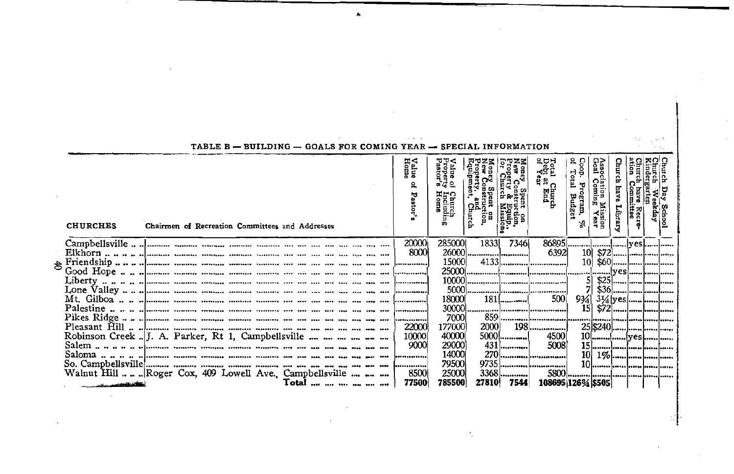## TABLE B — BUILDING — GOALS FOR COMING YEAR — SPECIAL INFORMATION

| CHURCHES | Chairmen of Recreation Committees and Addresses | Value of Pastor's Home | Value of Church Property Including Pastor's Home | Money Spent on New Construction, Property, and Equipment, Church | Money Spent on New Construction, Property & Equip., for Church Missions | Total Church Debt at End of Year | Coop. Program, % of Total Budget | Association Mission Goal Coming Year | Church have Library | Church have Recreation Committee | Church Weekday Kindergarten | Church Day School |
|---|---|---|---|---|---|---|---|---|---|---|---|---|
| Campbellsville | | 20000 | 285000 | 1833 | 7346 | 86895 | | | | yes | | |
| Elkhorn | | 8000 | 26000 | | | 6392 | 10 | $72 | | | | |
| Friendship | | | 15000 | 4133 | | | 10 | $60 | | | | |
| Good Hope | | | 25000 | | | | | | yes | | | |
| Liberty | | | 10000 | | | | 5 | $25 | | | | |
| Lone Valley | | | 5000 | | | | 7 | $36 | | | | |
| Mt. Gilboa | | | 18000 | 181 | | 500 | 9¾ | 3¼ | yes | | | |
| Palestine | | | 30000 | | | | 15 | $72 | | | | |
| Pikes Ridge | | | 7000 | 859 | | | | | | | | |
| Pleasant Hill | | 22000 | 177000 | 2000 | 198 | | 25 | $240 | | | | |
| Robinson Creek | J. A. Parker, Rt 1, Campbellsville | 10000 | 40000 | 5000 | | 4500 | 10 | | | yes | | |
| Salem | | 9000 | 29000 | 431 | | 5008 | 15 | | | | | |
| Saloma | | | 14000 | 270 | | | 10 | 1% | | | | |
| So. Campbellsville | | | 79500 | 9735 | | | 10 | | | | | |
| Walnut Hill | Roger Cox, 409 Lowell Ave., Campbellsville | 8500 | 25000 | 3368 | | 5800 | | | | | | |
| | Total | 77500 | 785500 | 27810 | 7544 | 108695 | 126¾ | $505 | | | | |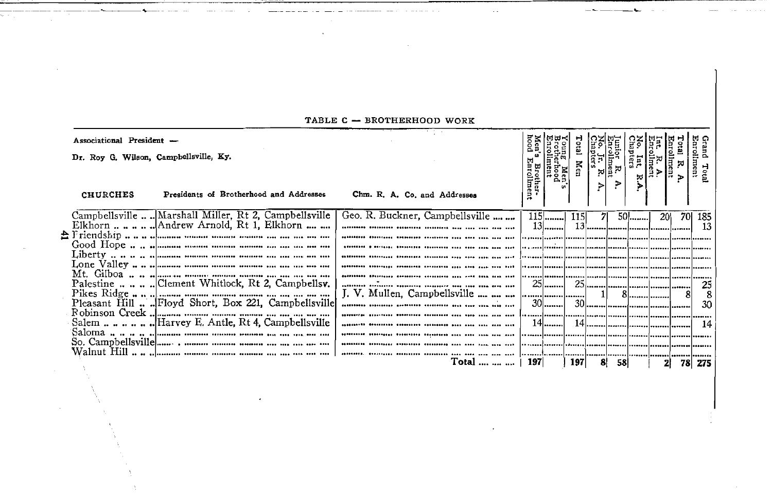## TABLE C — BROTHERHOOD WORK

Associational President —

Dr. Roy G. Wilson, Campbellsville, Ky.

| CHURCHES | Presidents of Brotherhood and Addresses | Chm. R. A. Co. and Addresses | Men's Brotherhood Enrollment | Young Men's Brotherhood Enrollment | Total Men | No. Jr. R. A. Chapters | Junior R. A. Enrollment | No. Int. R.A. Chapters | Int. R. A. Enrollment | Total R. A. Enrollment | Grand Total Enrollment |
|---|---|---|---|---|---|---|---|---|---|---|---|
| Campbellsville | Marshall Miller, Rt 2, Campbellsville | Geo. R. Buckner, Campbellsville | 115 | | 115 | 7 | 50 | | 20 | 70 | 185 |
| Elkhorn | Andrew Arnold, Rt 1, Elkhorn | | 13 | | 13 | | | | | | 13 |
| Friendship | | | | | | | | | | | |
| Good Hope | | | | | | | | | | | |
| Liberty | | | | | | | | | | | |
| Lone Valley | | | | | | | | | | | |
| Mt. Gilboa | | | | | | | | | | | |
| Palestine | Clement Whitlock, Rt 2, Campbellsv. | | 25 | | 25 | | | | | | 25 |
| Pikes Ridge | | J. V. Mullen, Campbellsville | | | | 1 | 8 | | | 8 | 8 |
| Pleasant Hill | Floyd Short, Box 221, Campbellsville | | 30 | | 30 | | | | | | 30 |
| Robinson Creek | | | | | | | | | | | |
| Salem | Harvey E. Antle, Rt 4, Campbellsville | | 14 | | 14 | | | | | | 14 |
| Saloma | | | | | | | | | | | |
| So. Campbellsville | | | | | | | | | | | |
| Walnut Hill | | | | | | | | | | | |
| | | Total | 197 | | 197 | 8 | 58 | | 2 | 78 | 275 |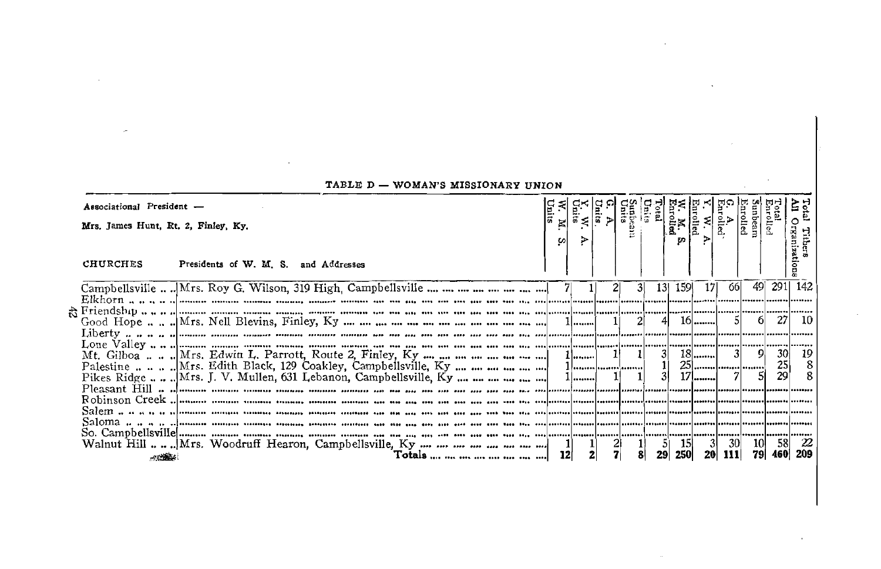## TABLE D — WOMAN'S MISSIONARY UNION

Associational President —

Mrs. James Hunt, Rt. 2, Finley, Ky.

| CHURCHES | Presidents of W. M. S. and Addresses | W. M. S. Units | Y. W. A. Units | G. A. Units | Sunbeam Units | Total Units | W. M. S. Enrolled | Y. W. A. Enrolled | G. A. Enrolled | Sunbeam Enrolled | Total Enrolled | Total Tithers All Organizations |
|---|---|---|---|---|---|---|---|---|---|---|---|---|
| Campbellsville | Mrs. Roy G. Wilson, 319 High, Campbellsville | 7 | 1 | 2 | 3 | 13 | 159 | 17 | 66 | 49 | 291 | 142 |
| Elkhorn | | | | | | | | | | | | |
| Friendship | | | | | | | | | | | | |
| Good Hope | Mrs. Nell Blevins, Finley, Ky | 1 | | 1 | 2 | 4 | 16 | | 5 | 6 | 27 | 10 |
| Liberty | | | | | | | | | | | | |
| Lone Valley | | | | | | | | | | | | |
| Mt. Gilboa | Mrs. Edwin L. Parrott, Route 2, Finley, Ky | 1 | | 1 | 1 | 3 | 18 | | 3 | 9 | 30 | 19 |
| Palestine | Mrs. Edith Black, 129 Coakley, Campbellsville, Ky | 1 | | | | 1 | 25 | | | | 25 | 8 |
| Pikes Ridge | Mrs. J. V. Mullen, 631 Lebanon, Campbellsville, Ky | 1 | | 1 | 1 | 3 | 17 | | 7 | 5 | 29 | 8 |
| Pleasant Hill | | | | | | | | | | | | |
| Robinson Creek | | | | | | | | | | | | |
| Salem | | | | | | | | | | | | |
| Saloma | | | | | | | | | | | | |
| So. Campbellsville | | | | | | | | | | | | |
| Walnut Hill | Mrs. Woodruff Hearon, Campbellsville, Ky | 1 | 1 | 2 | 1 | 5 | 15 | 3 | 30 | 10 | 58 | 22 |
| | **Totals** | **12** | **2** | **7** | **8** | **29** | **250** | **20** | **111** | **79** | **460** | **209** |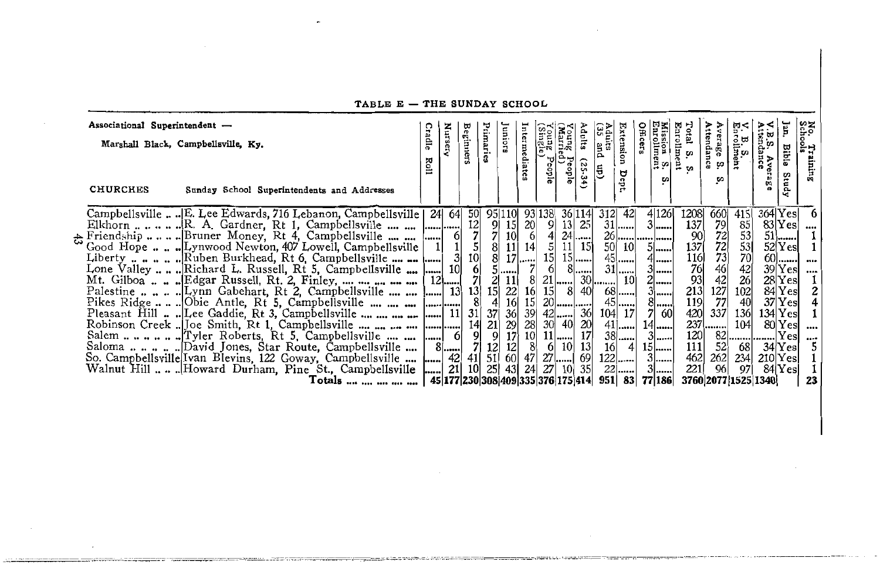## TABLE E — THE SUNDAY SCHOOL

Associational Superintendent —
Marshall Black, Campbellsville, Ky.

| CHURCHES | Sunday School Superintendents and Addresses | Cradle Roll | Nursery | Beginners | Primaries | Juniors | Intermediates | Young People (Single) | Young People (Married) | Adults (25-34) | Adults (35 and up) | Extension Dept. | Officers | Mission S. S. Enrollment | Total S. S. Enrollment | Average S. S. Attendance | V. B. S. Enrollment | V. B. S. Average Attendance | Jan. Bible Study | No. Training Schools |
|---|---|---|---|---|---|---|---|---|---|---|---|---|---|---|---|---|---|---|---|---|
| Campbellsville | E. Lee Edwards, 716 Lebanon, Campbellsville | 24 | 64 | 50 | 95 | 110 | 93 | 138 | 36 | 114 | 312 | 42 | 4 | 126 | 1208 | 660 | 415 | 364 | Yes | 6 |
| Elkhorn | R. A. Gardner, Rt 1, Campbellsville | ...... | ...... | 12 | 9 | 15 | 20 | 9 | 13 | 25 | 31 | ...... | 3 | ...... | 137 | 79 | 85 | 83 | Yes | .... |
| Friendship | Bruner Money, Rt 4, Campbellsville | ...... | 6 | 7 | 7 | 10 | 6 | 4 | 24 | ...... | 26 | ...... | ...... | ...... | 90 | 72 | 53 | 51 | ...... | 1 |
| Good Hope | Lynwood Newton, 407 Lowell, Campbellsville | 1 | 1 | 5 | 8 | 11 | 14 | 5 | 11 | 15 | 50 | 10 | 5 | ...... | 137 | 72 | 53 | 52 | Yes | 1 |
| Liberty | Ruben Burkhead, Rt 6, Campbellsville | ...... | 3 | 10 | 8 | 17 | ...... | 15 | 15 | ...... | 45 | ...... | 4 | ...... | 116 | 73 | 70 | 60 | ...... | .... |
| Lone Valley | Richard L. Russell, Rt 5, Campbellsville | ...... | 10 | 6 | 5 | ...... | 7 | 6 | 8 | ...... | 31 | ...... | 3 | ...... | 76 | 46 | 42 | 39 | Yes | .... |
| Mt. Gilboa | Edgar Russell, Rt. 2, Finley, | 12 | ...... | 7 | 2 | 11 | 8 | 21 | ...... | 30 | ...... | 10 | 2 | ...... | 93 | 42 | 26 | 28 | Yes | 1 |
| Palestine | Lynn Gabehart, Rt 2, Campbellsville | ...... | 13 | 13 | 15 | 22 | 16 | 15 | 8 | 40 | 68 | ...... | 3 | ...... | 213 | 127 | 102 | 84 | Yes | 2 |
| Pikes Ridge | Obie Antle, Rt 5, Campbellsville | ...... | ...... | 8 | 4 | 16 | 15 | 20 | ...... | ...... | 45 | ...... | 8 | ...... | 119 | 77 | 40 | 37 | Yes | 4 |
| Pleasant Hill | Lee Gaddie, Rt 3, Campbellsville | ...... | 11 | 31 | 37 | 36 | 39 | 42 | ...... | 36 | 104 | 17 | 7 | 60 | 420 | 337 | 136 | 134 | Yes | 1 |
| Robinson Creek | Joe Smith, Rt 1, Campbellsville | ...... | ...... | 14 | 21 | 29 | 28 | 30 | 40 | 20 | 41 | ...... | 14 | ...... | 237 | ...... | 104 | 80 | Yes | .... |
| Salem | Tyler Roberts, Rt 5, Campbellsville | ...... | 6 | 9 | 9 | 17 | 10 | 11 | ...... | 17 | 38 | ...... | 3 | ...... | 120 | 82 | ...... | ...... | Yes | .... |
| Saloma | David Jones, Star Route, Campbellsville | 8 | ...... | 7 | 12 | 12 | 8 | 6 | 10 | 13 | 16 | 4 | 15 | ...... | 111 | 52 | 68 | 34 | Yes | 5 |
| So. Campbellsville | Ivan Blevins, 122 Goway, Campbellsville | ...... | 42 | 41 | 51 | 60 | 47 | 27 | ...... | 69 | 122 | ...... | 3 | ...... | 462 | 262 | 234 | 210 | Yes | 1 |
| Walnut Hill | Howard Durham, Pine St., Campbellsville | ...... | 21 | 10 | 25 | 43 | 24 | 27 | 10 | 35 | 22 | ...... | 3 | ...... | 221 | 96 | 97 | 84 | Yes | 1 |
| | **Totals** | 45 | 177 | 230 | 308 | 409 | 335 | 376 | 175 | 414 | 951 | 83 | 77 | 186 | 3760 | 2077 | 1525 | 1340 | | 23 |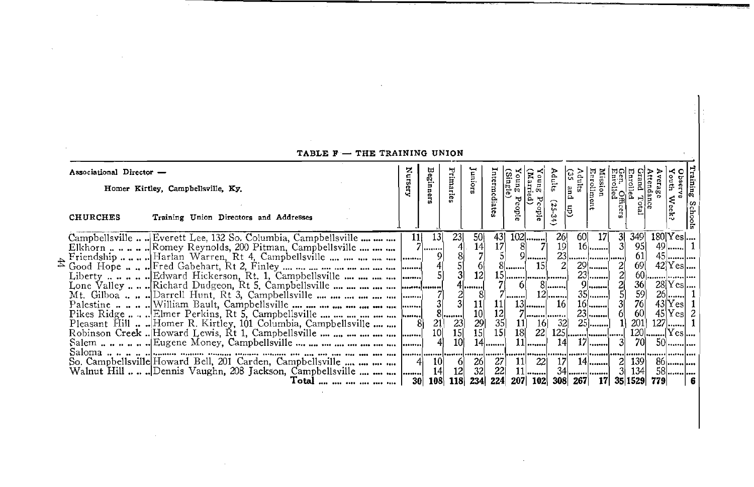## TABLE F — THE TRAINING UNION

Associational Director —

Homer Kirtley, Campbellsville, Ky.

| CHURCHES | Training Union Directors and Addresses | Nursery | Beginners | Primaries | Juniors | Intermediates | Young People (Single) | Young People (Married) | Adults (25-34) | Adults (35 and up) | Mission Enrollment | Gen. Officers Enrolled | Grand Total Enrolled | Average Attendance | Observe Youth Week? | Training Schools |
|---|---|---|---|---|---|---|---|---|---|---|---|---|---|---|---|---|
| Campbellsville | Everett Lee, 132 So. Columbia, Campbellsville | 11 | 13 | 23 | 50 | 43 | 102 | ........ | 26 | 60 | 17 | 3 | 349 | 180 | Yes | .... |
| Elkhorn | Romey Reynolds, 200 Pitman, Campbellsville | 7 | ........ | 4 | 14 | 17 | 8 | 7 | 19 | 16 | ........ | 3 | 95 | 49 | ........ | 1 |
| Friendship | Harlan Warren, Rt 4, Campbellsville | ........ | 9 | 8 | 7 | 5 | 9 | ........ | 23 | ........ | ........ | ........ | 61 | 45 | ........ | .... |
| Good Hope | Fred Gabehart, Rt 2, Finley | ........ | 4 | 5 | 6 | 8 | ........ | 15 | 2 | 29 | ........ | 2 | 69 | 42 | Yes | .... |
| Liberty | Edward Hickerson, Rt. 1, Campbellsville | ........ | 5 | 3 | 12 | 15 | ........ | ........ | ........ | 23 | ........ | 2 | 60 | ........ | ........ | .... |
| Lone Valley | Richard Dudgeon, Rt 5, Campbellsville | ........ | ........ | 4 | ........ | 7 | 6 | 8 | ........ | 9 | ........ | 2 | 36 | 28 | Yes | .... |
| Mt. Gilboa | Darrell Hunt, Rt 3, Campbellsville | ........ | 7 | 2 | 8 | 7 | ........ | 12 | ........ | 35 | ........ | 5 | 59 | 26 | ........ | 1 |
| Palestine | William Bault, Campbellsville | ........ | 3 | 3 | 11 | 11 | 13 | ........ | 16 | 16 | ........ | 3 | 76 | 43 | Yes | 1 |
| Pikes Ridge | Elmer Perkins, Rt 5, Campbellsville | ........ | 8 | ........ | 10 | 12 | 7 | ........ | ........ | 23 | ........ | 6 | 60 | 45 | Yes | 2 |
| Pleasant Hill | Homer R. Kirtley, 101 Columbia, Campbellsville | 8 | 21 | 23 | 29 | 35 | 11 | 16 | 32 | 25 | ........ | 1 | 201 | 127 | ........ | 1 |
| Robinson Creek | Howard Lewis, Rt 1, Campbellsville | ........ | 10 | 15 | 15 | 15 | 18 | 22 | 125 | ........ | ........ | ........ | 120 | ........ | Yes | .... |
| Salem | Eugene Money, Campbellsville | ........ | 4 | 10 | 14 | ........ | 11 | ........ | 14 | 17 | ........ | 3 | 70 | 50 | ........ | .... |
| Saloma | ........ | ........ | ........ | ........ | ........ | ........ | ........ | ........ | ........ | ........ | ........ | ........ | ........ | ........ | ........ | .... |
| So. Campbellsville | Howard Bell, 201 Carden, Campbellsville | 4 | 10 | 6 | 26 | 27 | 11 | 22 | 17 | 14 | ........ | 2 | 139 | 86 | ........ | .... |
| Walnut Hill | Dennis Vaughn, 208 Jackson, Campbellsville | ........ | 14 | 12 | 32 | 22 | 11 | ........ | 34 | ........ | ........ | 3 | 134 | 58 | ........ | .... |
| | **Total** | **30** | **108** | **118** | **234** | **224** | **207** | **102** | **308** | **267** | **17** | **35** | **1529** | **779** | | **6** |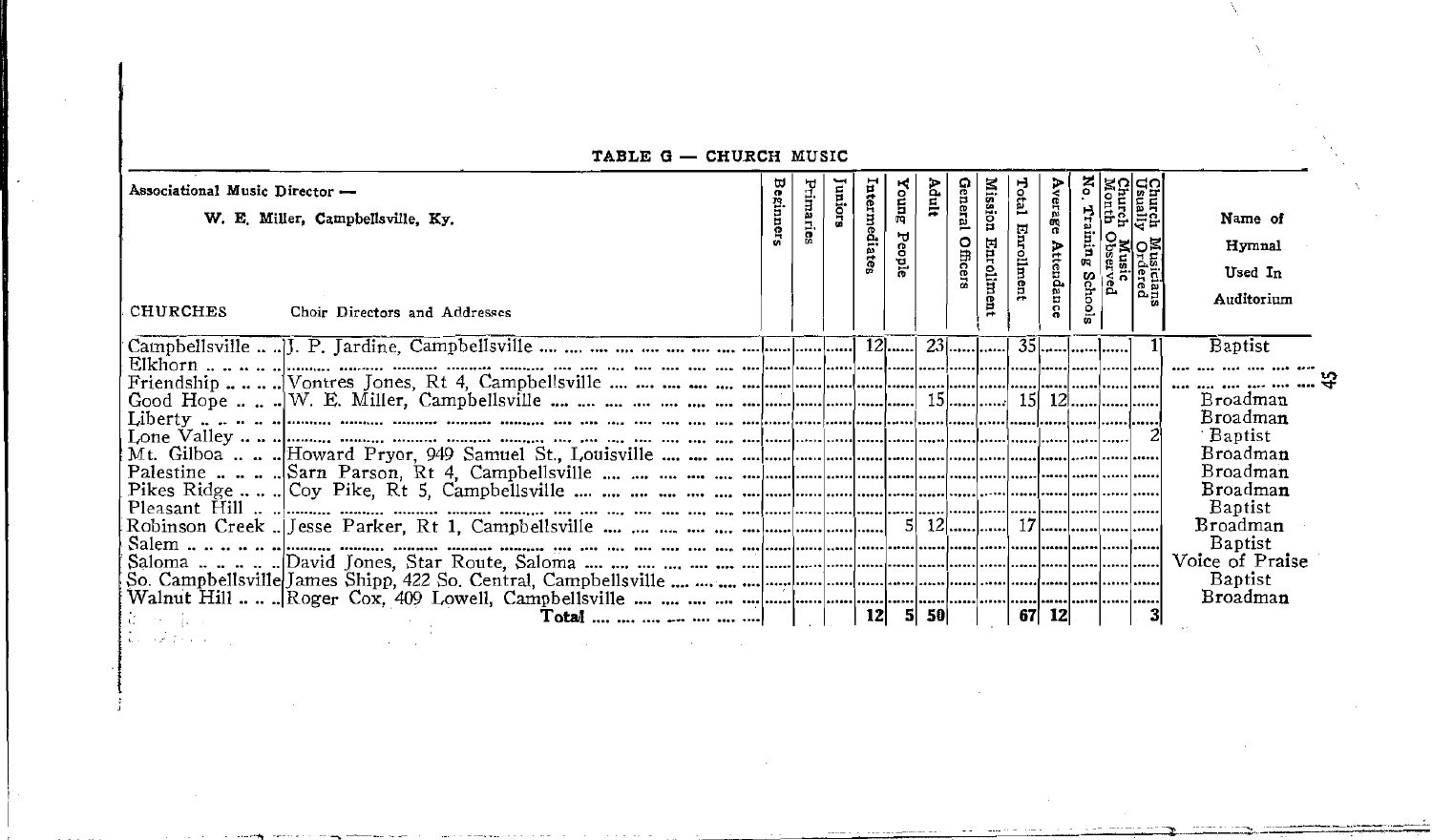## TABLE G — CHURCH MUSIC

Associational Music Director —
W. E. Miller, Campbellsville, Ky.

| CHURCHES | Choir Directors and Addresses | Beginners | Primaries | Juniors | Intermediates | Young People | Adult | General Officers | Mission Enrollment | Total Enrollment | Average Attendance | No. Training Schools | Church Music Month Observed | Church Musicians Usually Ordered | Name of Hymnal Used In Auditorium |
|---|---|---|---|---|---|---|---|---|---|---|---|---|---|---|---|
| Campbellsville | J. P. Jardine, Campbellsville | | | | 12 | | 23 | | | 35 | | | | 1 | Baptist |
| Elkhorn | | | | | | | | | | | | | | | |
| Friendship | Vontres Jones, Rt 4, Campbellsville | | | | | | | | | | | | | | |
| Good Hope | W. E. Miller, Campbellsville | | | | | | 15 | | | 15 | 12 | | | | Broadman |
| Liberty | | | | | | | | | | | | | | | Broadman |
| Lone Valley | | | | | | | | | | | | | | 2 | Baptist |
| Mt. Gilboa | Howard Pryor, 949 Samuel St., Louisville | | | | | | | | | | | | | | Broadman |
| Palestine | Sarn Parson, Rt 4, Campbellsville | | | | | | | | | | | | | | Broadman |
| Pikes Ridge | Coy Pike, Rt 5, Campbellsville | | | | | | | | | | | | | | Broadman |
| Pleasant Hill | | | | | | | | | | | | | | | Baptist |
| Robinson Creek | Jesse Parker, Rt 1, Campbellsville | | | | | 5 | 12 | | | 17 | | | | | Broadman |
| Salem | | | | | | | | | | | | | | | Baptist |
| Saloma | David Jones, Star Route, Saloma | | | | | | | | | | | | | | Voice of Praise |
| So. Campbellsville | James Shipp, 422 So. Central, Campbellsville | | | | | | | | | | | | | | Baptist |
| Walnut Hill | Roger Cox, 409 Lowell, Campbellsville | | | | | | | | | | | | | | Broadman |
| | **Total** | | | | 12 | 5 | 50 | | | 67 | 12 | | | 3 | |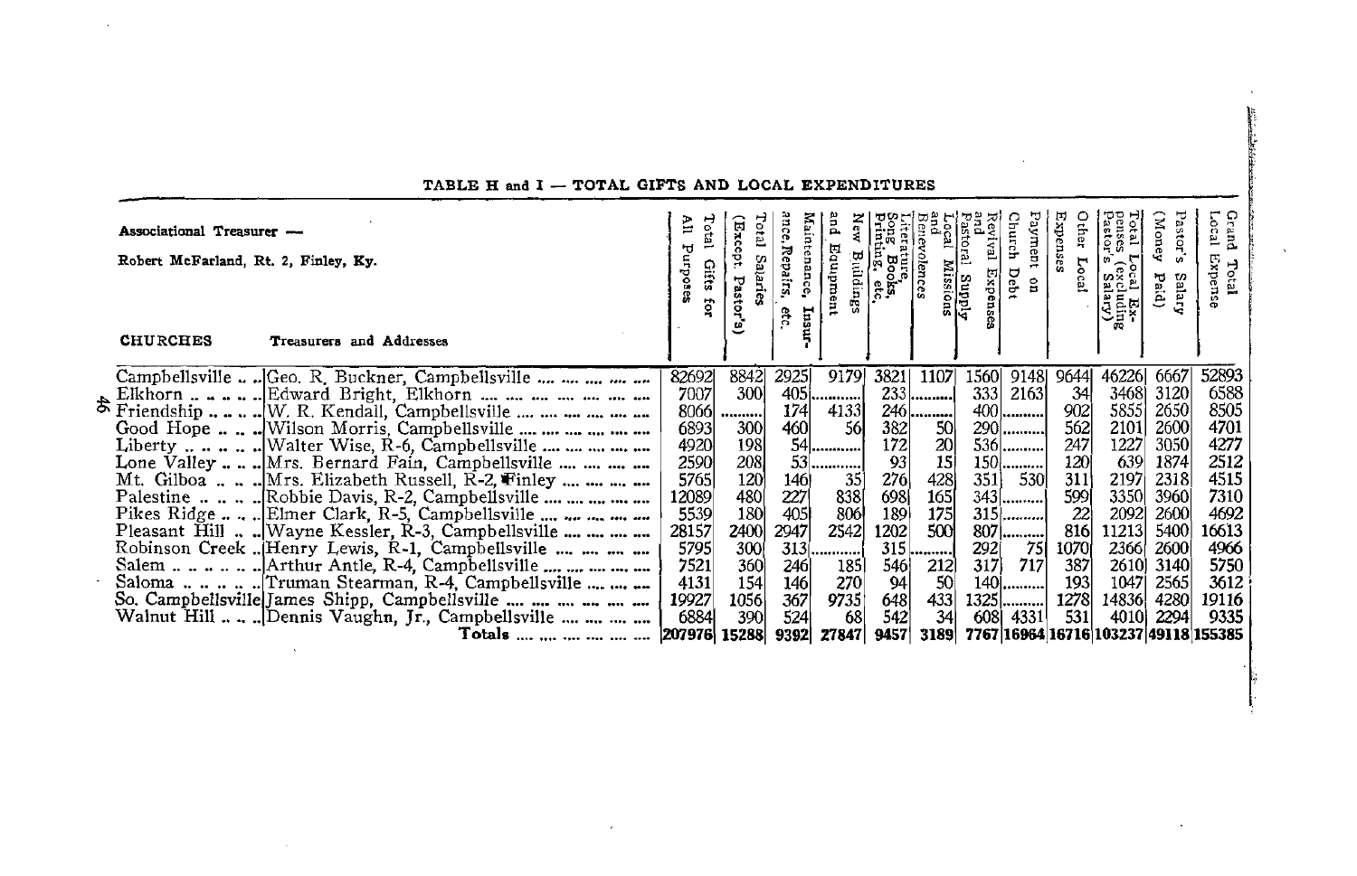## TABLE H and I — TOTAL GIFTS AND LOCAL EXPENDITURES

Associational Treasurer —
Robert McFarland, Rt. 2, Finley, Ky.

| CHURCHES | Treasurers and Addresses | Total Gifts for All Purposes | Total Salaries (Except Pastor's) | Maintenance, Repairs, Insurance, etc. | New Buildings and Equipment | Literature, Song Books, Printing, etc. | Local Missions and Benevolences | Revival Expenses and Pastoral Supply | Payment on Church Debt | Other Local Expenses | Total Local Expenses (excluding Pastor's Salary) | Pastor's Salary (Money Paid) | Grand Total Local Expense |
|---|---|---|---|---|---|---|---|---|---|---|---|---|---|
| Campbellsville | Geo. R. Buckner, Campbellsville | 82692 | 8842 | 2925 | 9179 | 3821 | 1107 | 1560 | 9148 | 9644 | 46226 | 6667 | 52893 |
| Elkhorn | Edward Bright, Elkhorn | 7007 | 300 | 405 | .......... | 233 | .......... | 333 | 2163 | 34 | 3468 | 3120 | 6588 |
| Friendship | W. R. Kendall, Campbellsville | 8066 | .......... | 174 | 4133 | 246 | .......... | 400 | .......... | 902 | 5855 | 2650 | 8505 |
| Good Hope | Wilson Morris, Campbellsville | 6893 | 300 | 460 | 56 | 382 | 50 | 290 | .......... | 562 | 2101 | 2600 | 4701 |
| Liberty | Walter Wise, R-6, Campbellsville | 4920 | 198 | 54 | .......... | 172 | 20 | 536 | .......... | 247 | 1227 | 3050 | 4277 |
| Lone Valley | Mrs. Bernard Fain, Campbellsville | 2590 | 208 | 53 | .......... | 93 | 15 | 150 | .......... | 120 | 639 | 1874 | 2512 |
| Mt. Gilboa | Mrs. Elizabeth Russell, R-2, Finley | 5765 | 120 | 146 | 35 | 276 | 428 | 351 | 530 | 311 | 2197 | 2318 | 4515 |
| Palestine | Robbie Davis, R-2, Campbellsville | 12089 | 480 | 227 | 838 | 698 | 165 | 343 | .......... | 599 | 3350 | 3960 | 7310 |
| Pikes Ridge | Elmer Clark, R-5, Campbellsville | 5539 | 180 | 405 | 806 | 189 | 175 | 315 | .......... | 22 | 2092 | 2600 | 4692 |
| Pleasant Hill | Wayne Kessler, R-3, Campbellsville | 28157 | 2400 | 2947 | 2542 | 1202 | 500 | 807 | .......... | 816 | 11213 | 5400 | 16613 |
| Robinson Creek | Henry Lewis, R-1, Campbellsville | 5795 | 300 | 313 | .......... | 315 | .......... | 292 | 75 | 1070 | 2366 | 2600 | 4966 |
| Salem | Arthur Antle, R-4, Campbellsville | 7521 | 360 | 246 | 185 | 546 | 212 | 317 | 717 | 387 | 2610 | 3140 | 5750 |
| Saloma | Truman Stearman, R-4, Campbellsville | 4131 | 154 | 146 | 270 | 94 | 50 | 140 | .......... | 193 | 1047 | 2565 | 3612 |
| So. Campbellsville | James Shipp, Campbellsville | 19927 | 1056 | 367 | 9735 | 648 | 433 | 1325 | .......... | 1278 | 14836 | 4280 | 19116 |
| Walnut Hill | Dennis Vaughn, Jr., Campbellsville | 6884 | 390 | 524 | 68 | 542 | 34 | 608 | 4331 | 531 | 4010 | 2294 | 9335 |
| **Totals** | | 207976 | 15288 | 9392 | 27847 | 9457 | 3189 | 7767 | 16964 | 16716 | 103237 | 49118 | 155385 |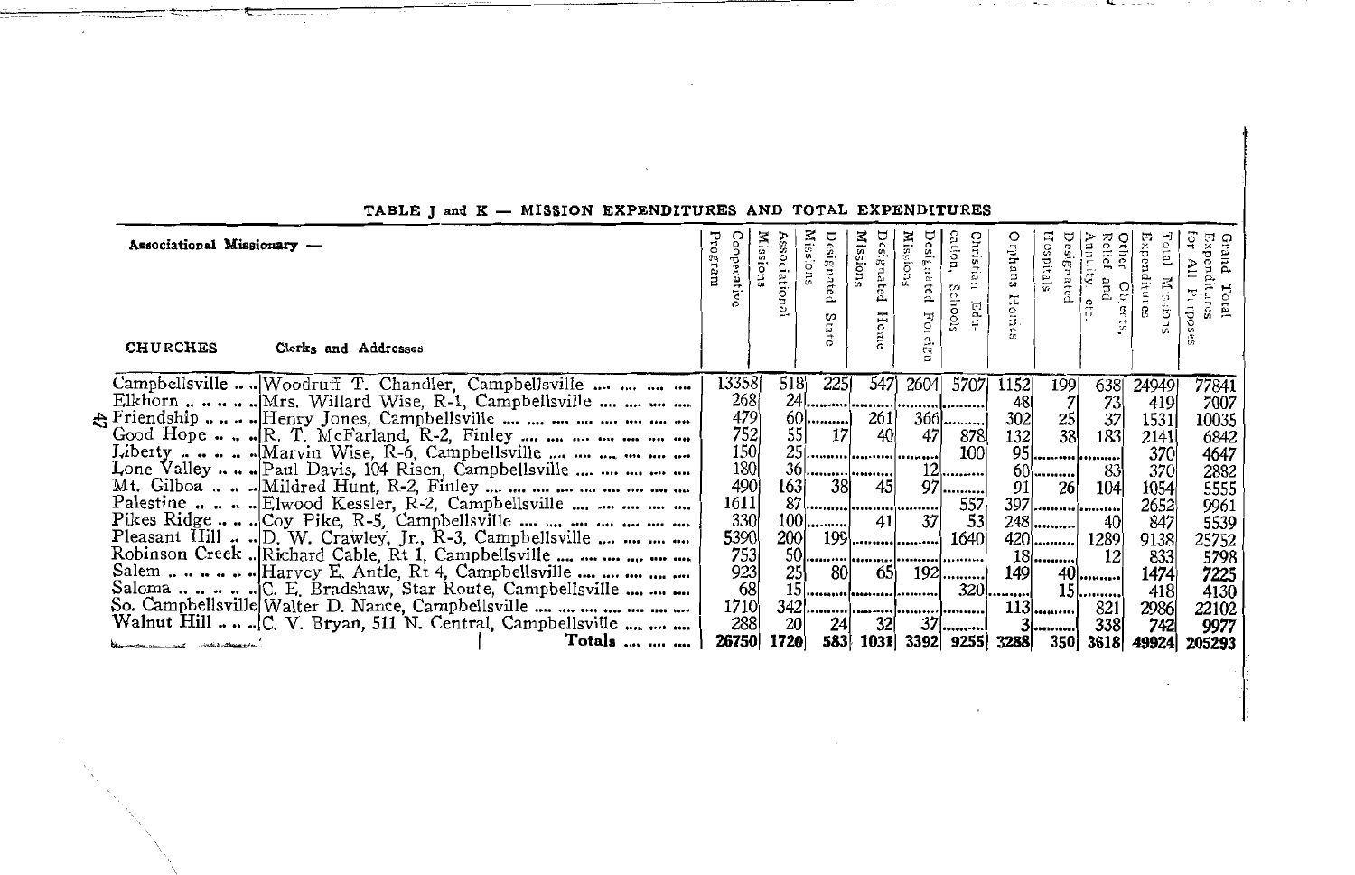## TABLE J and K — MISSION EXPENDITURES AND TOTAL EXPENDITURES

Associational Missionary —

| CHURCHES | Clerks and Addresses | Cooperative Program | Associational Missions | Designated State Missions | Designated Home Missions | Designated Foreign Missions | Christian Education, Schools | Orphans Homes | Designated Hospitals | Other Objects, Relief and Annuity, etc. | Total Missions Expenditures | Grand Total Expenditures for All Purposes |
|---|---|---|---|---|---|---|---|---|---|---|---|---|
| Campbellsville | Woodruff T. Chandler, Campbellsville | 13358 | 518 | 225 | 547 | 2604 | 5707 | 1152 | 199 | 638 | 24949 | 77841 |
| Elkhorn | Mrs. Willard Wise, R-1, Campbellsville | 268 | 24 | | | | | 48 | 7 | 73 | 419 | 7007 |
| Friendship | Henry Jones, Campbellsville | 479 | 60 | | 261 | 366 | | 302 | 25 | 37 | 1531 | 10035 |
| Good Hope | R. T. McFarland, R-2, Finley | 752 | 55 | 17 | 40 | 47 | 878 | 132 | 38 | 183 | 2141 | 6842 |
| Liberty | Marvin Wise, R-6, Campbellsville | 150 | 25 | | | | 100 | 95 | | | 370 | 4647 |
| Lone Valley | Paul Davis, 104 Risen, Campbellsville | 180 | 36 | | | 12 | | 60 | | 83 | 370 | 2882 |
| Mt. Gilboa | Mildred Hunt, R-2, Finley | 490 | 163 | 38 | 45 | 97 | | 91 | 26 | 104 | 1054 | 5555 |
| Palestine | Elwood Kessler, R-2, Campbellsville | 1611 | 87 | | | | 557 | 397 | | | 2652 | 9961 |
| Pikes Ridge | Coy Pike, R-5, Campbellsville | 330 | 100 | | 41 | 37 | 53 | 248 | | 40 | 847 | 5539 |
| Pleasant Hill | D. W. Crawley, Jr., R-3, Campbellsville | 5390 | 200 | 199 | | | 1640 | 420 | | 1289 | 9138 | 25752 |
| Robinson Creek | Richard Cable, Rt 1, Campbellsville | 753 | 50 | | | | | 18 | | 12 | 833 | 5798 |
| Salem | Harvey E. Antle, Rt 4, Campbellsville | 923 | 25 | 80 | 65 | 192 | | 149 | 40 | | 1474 | 7225 |
| Saloma | C. E. Bradshaw, Star Route, Campbellsville | 68 | 15 | | | | 320 | | 15 | | 418 | 4130 |
| So. Campbellsville | Walter D. Nance, Campbellsville | 1710 | 342 | | | | | 113 | | 821 | 2986 | 22102 |
| Walnut Hill | C. V. Bryan, 511 N. Central, Campbellsville | 288 | 20 | 24 | 32 | 37 | | 3 | | 338 | 742 | 9977 |
| | **Totals** | **26750** | **1720** | **583** | **1031** | **3392** | **9255** | **3288** | **350** | **3618** | **49924** | **205293** |